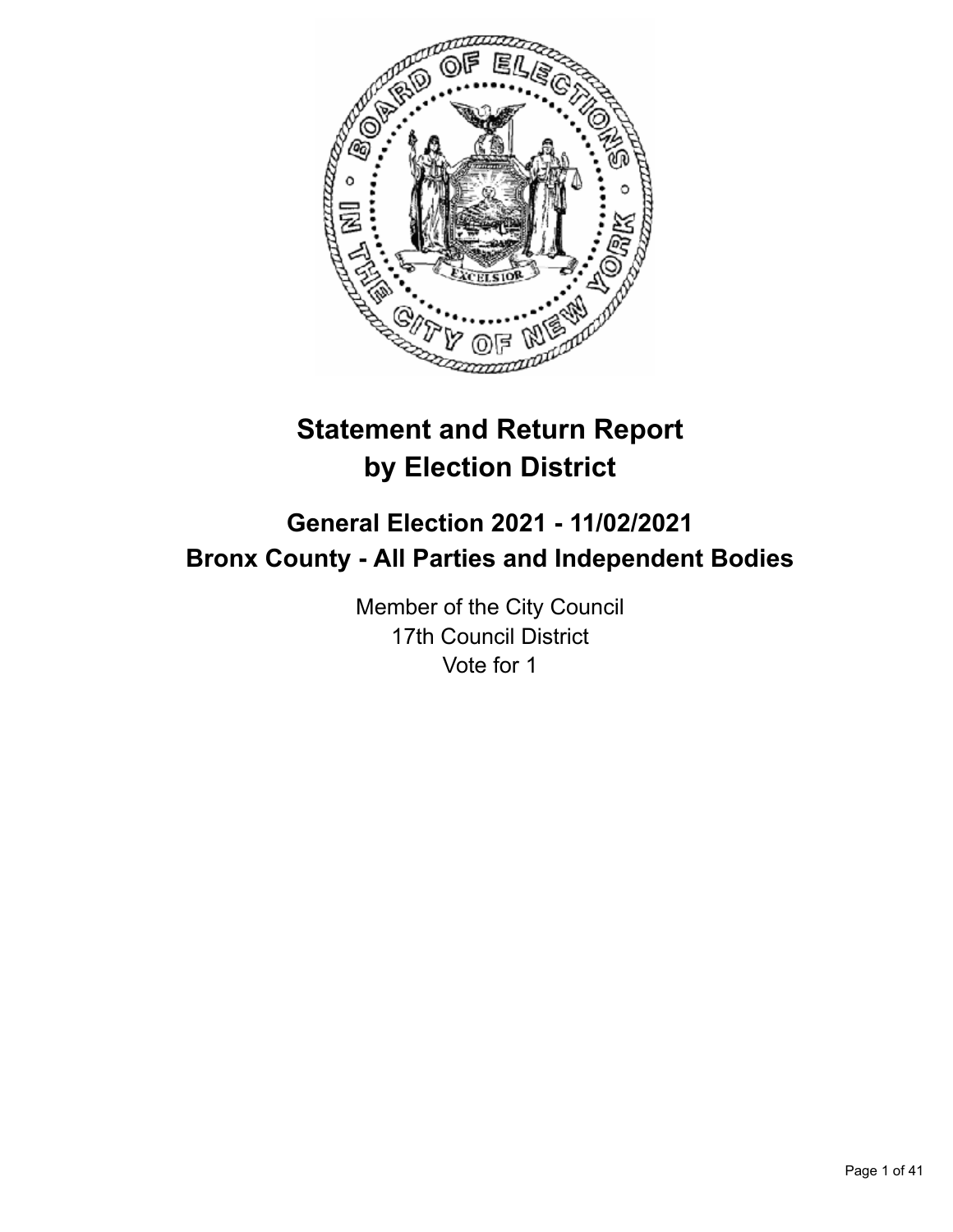# Statement and Return Report by Election District

## General Election 2021 - 11/02/2021
## Bronx County - All Parties and Independent Bodies

Member of the City Council
17th Council District
Vote for 1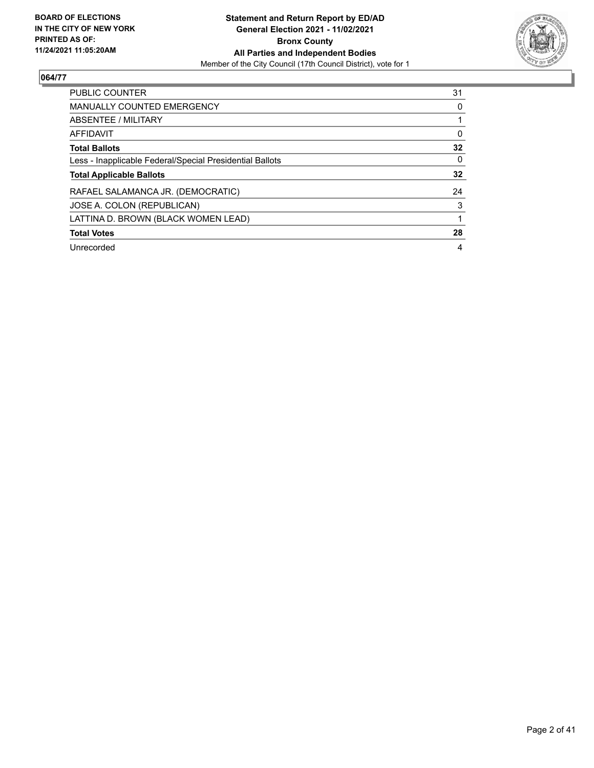**BOARD OF ELECTIONS IN THE CITY OF NEW YORK PRINTED AS OF: 11/24/2021 11:05:20AM**

**Statement and Return Report by ED/AD**
**General Election 2021 - 11/02/2021**
**Bronx County**
**All Parties and Independent Bodies**
Member of the City Council (17th Council District), vote for 1

## 064/77

| | |
|---|---|
| PUBLIC COUNTER | 31 |
| MANUALLY COUNTED EMERGENCY | 0 |
| ABSENTEE / MILITARY | 1 |
| AFFIDAVIT | 0 |
| **Total Ballots** | **32** |
| Less - Inapplicable Federal/Special Presidential Ballots | 0 |
| **Total Applicable Ballots** | **32** |
| RAFAEL SALAMANCA JR. (DEMOCRATIC) | 24 |
| JOSE A. COLON (REPUBLICAN) | 3 |
| LATTINA D. BROWN (BLACK WOMEN LEAD) | 1 |
| **Total Votes** | **28** |
| Unrecorded | 4 |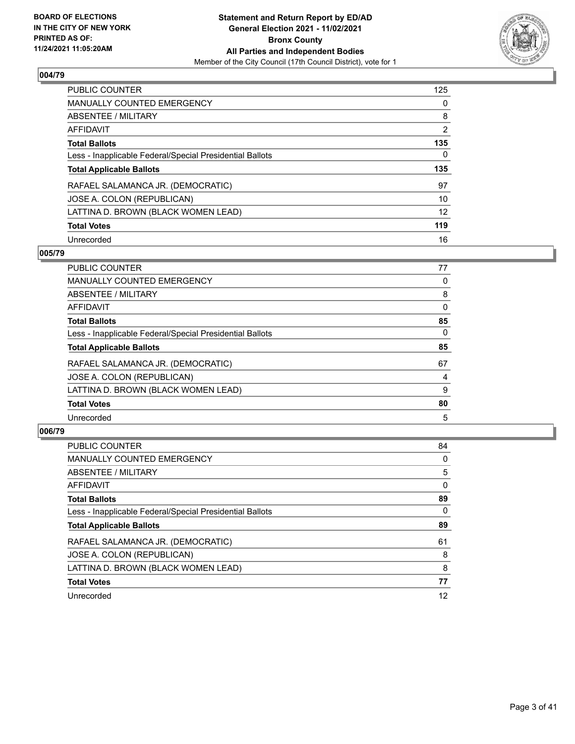## 004/79

| | |
|---|---|
| PUBLIC COUNTER | 125 |
| MANUALLY COUNTED EMERGENCY | 0 |
| ABSENTEE / MILITARY | 8 |
| AFFIDAVIT | 2 |
| **Total Ballots** | **135** |
| Less - Inapplicable Federal/Special Presidential Ballots | 0 |
| **Total Applicable Ballots** | **135** |
| RAFAEL SALAMANCA JR. (DEMOCRATIC) | 97 |
| JOSE A. COLON (REPUBLICAN) | 10 |
| LATTINA D. BROWN (BLACK WOMEN LEAD) | 12 |
| **Total Votes** | **119** |
| Unrecorded | 16 |

## 005/79

| | |
|---|---|
| PUBLIC COUNTER | 77 |
| MANUALLY COUNTED EMERGENCY | 0 |
| ABSENTEE / MILITARY | 8 |
| AFFIDAVIT | 0 |
| **Total Ballots** | **85** |
| Less - Inapplicable Federal/Special Presidential Ballots | 0 |
| **Total Applicable Ballots** | **85** |
| RAFAEL SALAMANCA JR. (DEMOCRATIC) | 67 |
| JOSE A. COLON (REPUBLICAN) | 4 |
| LATTINA D. BROWN (BLACK WOMEN LEAD) | 9 |
| **Total Votes** | **80** |
| Unrecorded | 5 |

## 006/79

| | |
|---|---|
| PUBLIC COUNTER | 84 |
| MANUALLY COUNTED EMERGENCY | 0 |
| ABSENTEE / MILITARY | 5 |
| AFFIDAVIT | 0 |
| **Total Ballots** | **89** |
| Less - Inapplicable Federal/Special Presidential Ballots | 0 |
| **Total Applicable Ballots** | **89** |
| RAFAEL SALAMANCA JR. (DEMOCRATIC) | 61 |
| JOSE A. COLON (REPUBLICAN) | 8 |
| LATTINA D. BROWN (BLACK WOMEN LEAD) | 8 |
| **Total Votes** | **77** |
| Unrecorded | 12 |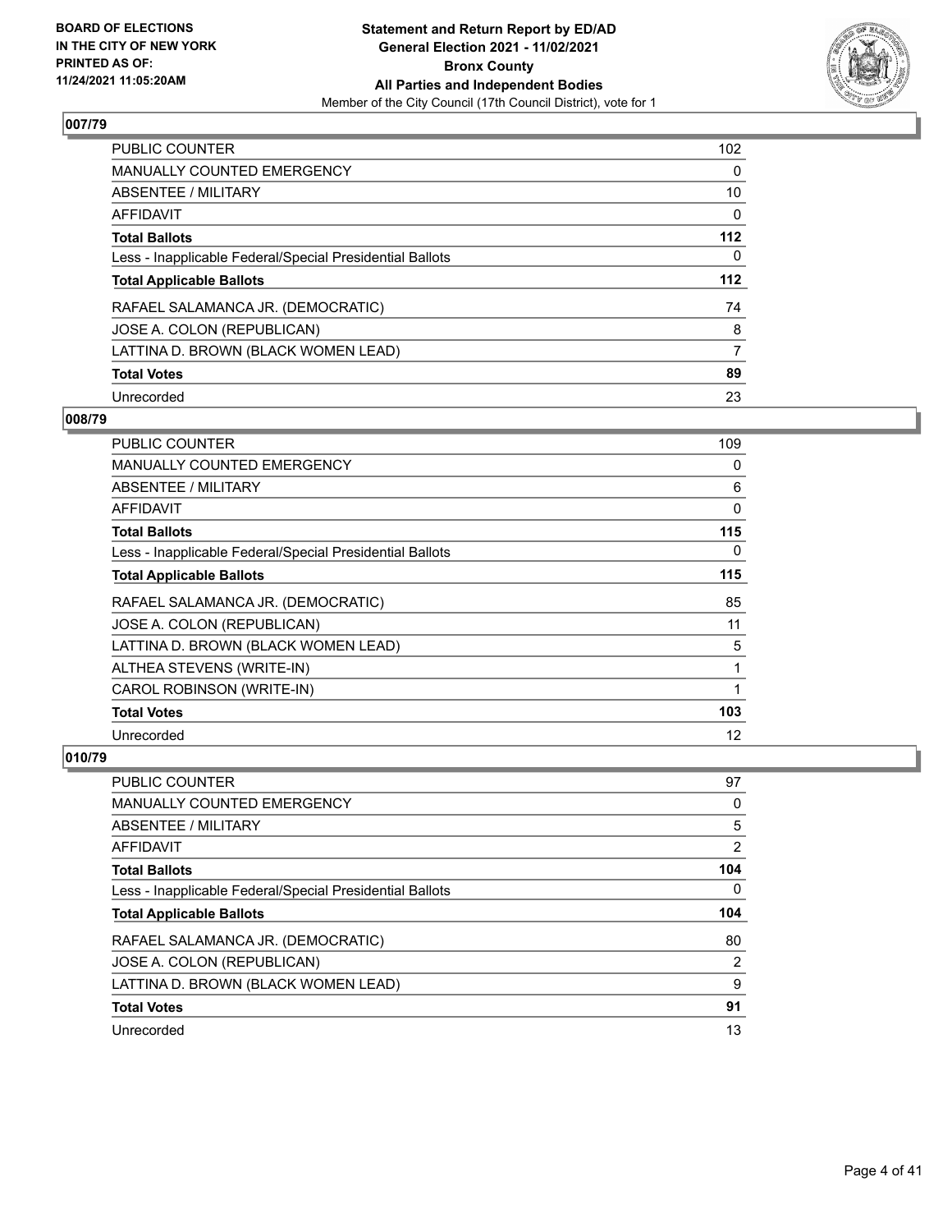## 007/79

| | |
|---|---|
| PUBLIC COUNTER | 102 |
| MANUALLY COUNTED EMERGENCY | 0 |
| ABSENTEE / MILITARY | 10 |
| AFFIDAVIT | 0 |
| **Total Ballots** | **112** |
| Less - Inapplicable Federal/Special Presidential Ballots | 0 |
| **Total Applicable Ballots** | **112** |
| RAFAEL SALAMANCA JR. (DEMOCRATIC) | 74 |
| JOSE A. COLON (REPUBLICAN) | 8 |
| LATTINA D. BROWN (BLACK WOMEN LEAD) | 7 |
| **Total Votes** | **89** |
| Unrecorded | 23 |

## 008/79

| | |
|---|---|
| PUBLIC COUNTER | 109 |
| MANUALLY COUNTED EMERGENCY | 0 |
| ABSENTEE / MILITARY | 6 |
| AFFIDAVIT | 0 |
| **Total Ballots** | **115** |
| Less - Inapplicable Federal/Special Presidential Ballots | 0 |
| **Total Applicable Ballots** | **115** |
| RAFAEL SALAMANCA JR. (DEMOCRATIC) | 85 |
| JOSE A. COLON (REPUBLICAN) | 11 |
| LATTINA D. BROWN (BLACK WOMEN LEAD) | 5 |
| ALTHEA STEVENS (WRITE-IN) | 1 |
| CAROL ROBINSON (WRITE-IN) | 1 |
| **Total Votes** | **103** |
| Unrecorded | 12 |

## 010/79

| | |
|---|---|
| PUBLIC COUNTER | 97 |
| MANUALLY COUNTED EMERGENCY | 0 |
| ABSENTEE / MILITARY | 5 |
| AFFIDAVIT | 2 |
| **Total Ballots** | **104** |
| Less - Inapplicable Federal/Special Presidential Ballots | 0 |
| **Total Applicable Ballots** | **104** |
| RAFAEL SALAMANCA JR. (DEMOCRATIC) | 80 |
| JOSE A. COLON (REPUBLICAN) | 2 |
| LATTINA D. BROWN (BLACK WOMEN LEAD) | 9 |
| **Total Votes** | **91** |
| Unrecorded | 13 |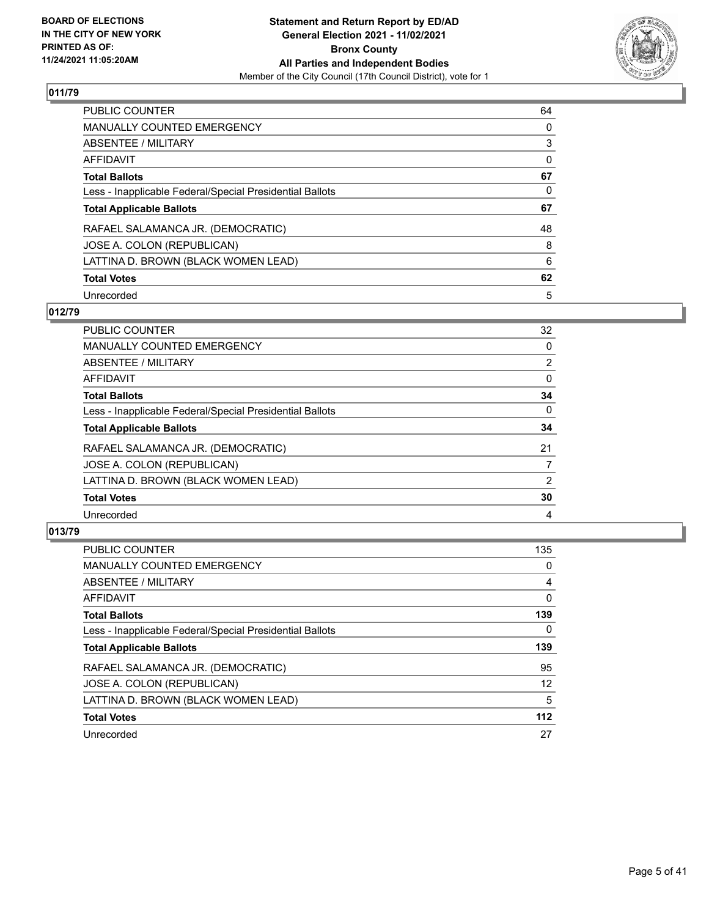## 011/79

| | |
|---|---|
| PUBLIC COUNTER | 64 |
| MANUALLY COUNTED EMERGENCY | 0 |
| ABSENTEE / MILITARY | 3 |
| AFFIDAVIT | 0 |
| **Total Ballots** | **67** |
| Less - Inapplicable Federal/Special Presidential Ballots | 0 |
| **Total Applicable Ballots** | **67** |
| RAFAEL SALAMANCA JR. (DEMOCRATIC) | 48 |
| JOSE A. COLON (REPUBLICAN) | 8 |
| LATTINA D. BROWN (BLACK WOMEN LEAD) | 6 |
| **Total Votes** | **62** |
| Unrecorded | 5 |

## 012/79

| | |
|---|---|
| PUBLIC COUNTER | 32 |
| MANUALLY COUNTED EMERGENCY | 0 |
| ABSENTEE / MILITARY | 2 |
| AFFIDAVIT | 0 |
| **Total Ballots** | **34** |
| Less - Inapplicable Federal/Special Presidential Ballots | 0 |
| **Total Applicable Ballots** | **34** |
| RAFAEL SALAMANCA JR. (DEMOCRATIC) | 21 |
| JOSE A. COLON (REPUBLICAN) | 7 |
| LATTINA D. BROWN (BLACK WOMEN LEAD) | 2 |
| **Total Votes** | **30** |
| Unrecorded | 4 |

## 013/79

| | |
|---|---|
| PUBLIC COUNTER | 135 |
| MANUALLY COUNTED EMERGENCY | 0 |
| ABSENTEE / MILITARY | 4 |
| AFFIDAVIT | 0 |
| **Total Ballots** | **139** |
| Less - Inapplicable Federal/Special Presidential Ballots | 0 |
| **Total Applicable Ballots** | **139** |
| RAFAEL SALAMANCA JR. (DEMOCRATIC) | 95 |
| JOSE A. COLON (REPUBLICAN) | 12 |
| LATTINA D. BROWN (BLACK WOMEN LEAD) | 5 |
| **Total Votes** | **112** |
| Unrecorded | 27 |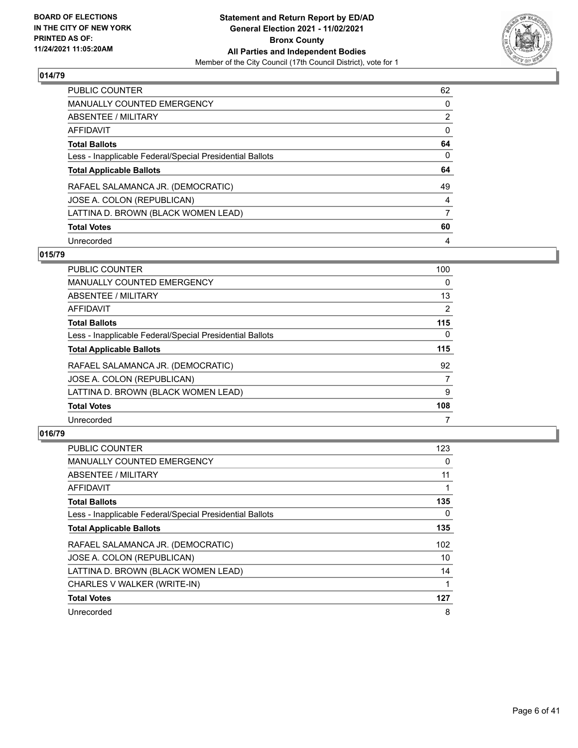## 014/79

| | |
|---|---|
| PUBLIC COUNTER | 62 |
| MANUALLY COUNTED EMERGENCY | 0 |
| ABSENTEE / MILITARY | 2 |
| AFFIDAVIT | 0 |
| **Total Ballots** | **64** |
| Less - Inapplicable Federal/Special Presidential Ballots | 0 |
| **Total Applicable Ballots** | **64** |
| RAFAEL SALAMANCA JR. (DEMOCRATIC) | 49 |
| JOSE A. COLON (REPUBLICAN) | 4 |
| LATTINA D. BROWN (BLACK WOMEN LEAD) | 7 |
| **Total Votes** | **60** |
| Unrecorded | 4 |

## 015/79

| | |
|---|---|
| PUBLIC COUNTER | 100 |
| MANUALLY COUNTED EMERGENCY | 0 |
| ABSENTEE / MILITARY | 13 |
| AFFIDAVIT | 2 |
| **Total Ballots** | **115** |
| Less - Inapplicable Federal/Special Presidential Ballots | 0 |
| **Total Applicable Ballots** | **115** |
| RAFAEL SALAMANCA JR. (DEMOCRATIC) | 92 |
| JOSE A. COLON (REPUBLICAN) | 7 |
| LATTINA D. BROWN (BLACK WOMEN LEAD) | 9 |
| **Total Votes** | **108** |
| Unrecorded | 7 |

## 016/79

| | |
|---|---|
| PUBLIC COUNTER | 123 |
| MANUALLY COUNTED EMERGENCY | 0 |
| ABSENTEE / MILITARY | 11 |
| AFFIDAVIT | 1 |
| **Total Ballots** | **135** |
| Less - Inapplicable Federal/Special Presidential Ballots | 0 |
| **Total Applicable Ballots** | **135** |
| RAFAEL SALAMANCA JR. (DEMOCRATIC) | 102 |
| JOSE A. COLON (REPUBLICAN) | 10 |
| LATTINA D. BROWN (BLACK WOMEN LEAD) | 14 |
| CHARLES V WALKER (WRITE-IN) | 1 |
| **Total Votes** | **127** |
| Unrecorded | 8 |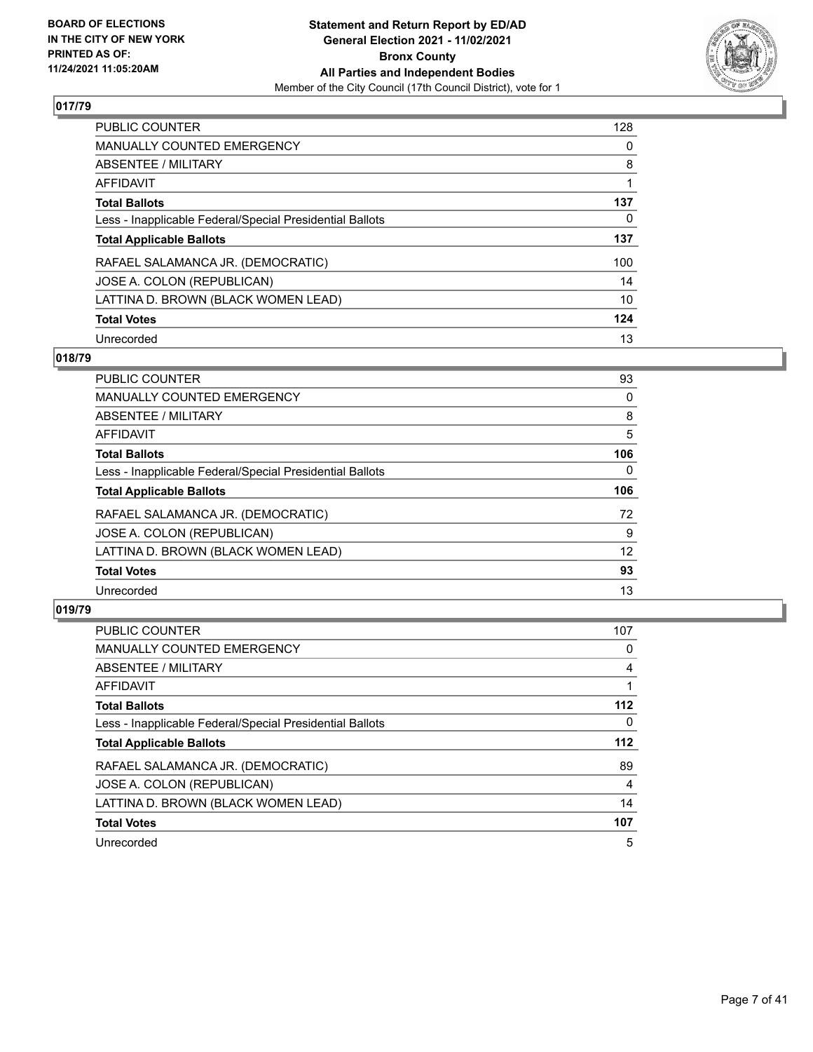BOARD OF ELECTIONS
IN THE CITY OF NEW YORK
PRINTED AS OF:
11/24/2021 11:05:20AM

**Statement and Return Report by ED/AD**
**General Election 2021 - 11/02/2021**
**Bronx County**
**All Parties and Independent Bodies**
Member of the City Council (17th Council District), vote for 1

## 017/79

| | |
|---|---|
| PUBLIC COUNTER | 128 |
| MANUALLY COUNTED EMERGENCY | 0 |
| ABSENTEE / MILITARY | 8 |
| AFFIDAVIT | 1 |
| **Total Ballots** | **137** |
| Less - Inapplicable Federal/Special Presidential Ballots | 0 |
| **Total Applicable Ballots** | **137** |
| RAFAEL SALAMANCA JR. (DEMOCRATIC) | 100 |
| JOSE A. COLON (REPUBLICAN) | 14 |
| LATTINA D. BROWN (BLACK WOMEN LEAD) | 10 |
| **Total Votes** | **124** |
| Unrecorded | 13 |

## 018/79

| | |
|---|---|
| PUBLIC COUNTER | 93 |
| MANUALLY COUNTED EMERGENCY | 0 |
| ABSENTEE / MILITARY | 8 |
| AFFIDAVIT | 5 |
| **Total Ballots** | **106** |
| Less - Inapplicable Federal/Special Presidential Ballots | 0 |
| **Total Applicable Ballots** | **106** |
| RAFAEL SALAMANCA JR. (DEMOCRATIC) | 72 |
| JOSE A. COLON (REPUBLICAN) | 9 |
| LATTINA D. BROWN (BLACK WOMEN LEAD) | 12 |
| **Total Votes** | **93** |
| Unrecorded | 13 |

## 019/79

| | |
|---|---|
| PUBLIC COUNTER | 107 |
| MANUALLY COUNTED EMERGENCY | 0 |
| ABSENTEE / MILITARY | 4 |
| AFFIDAVIT | 1 |
| **Total Ballots** | **112** |
| Less - Inapplicable Federal/Special Presidential Ballots | 0 |
| **Total Applicable Ballots** | **112** |
| RAFAEL SALAMANCA JR. (DEMOCRATIC) | 89 |
| JOSE A. COLON (REPUBLICAN) | 4 |
| LATTINA D. BROWN (BLACK WOMEN LEAD) | 14 |
| **Total Votes** | **107** |
| Unrecorded | 5 |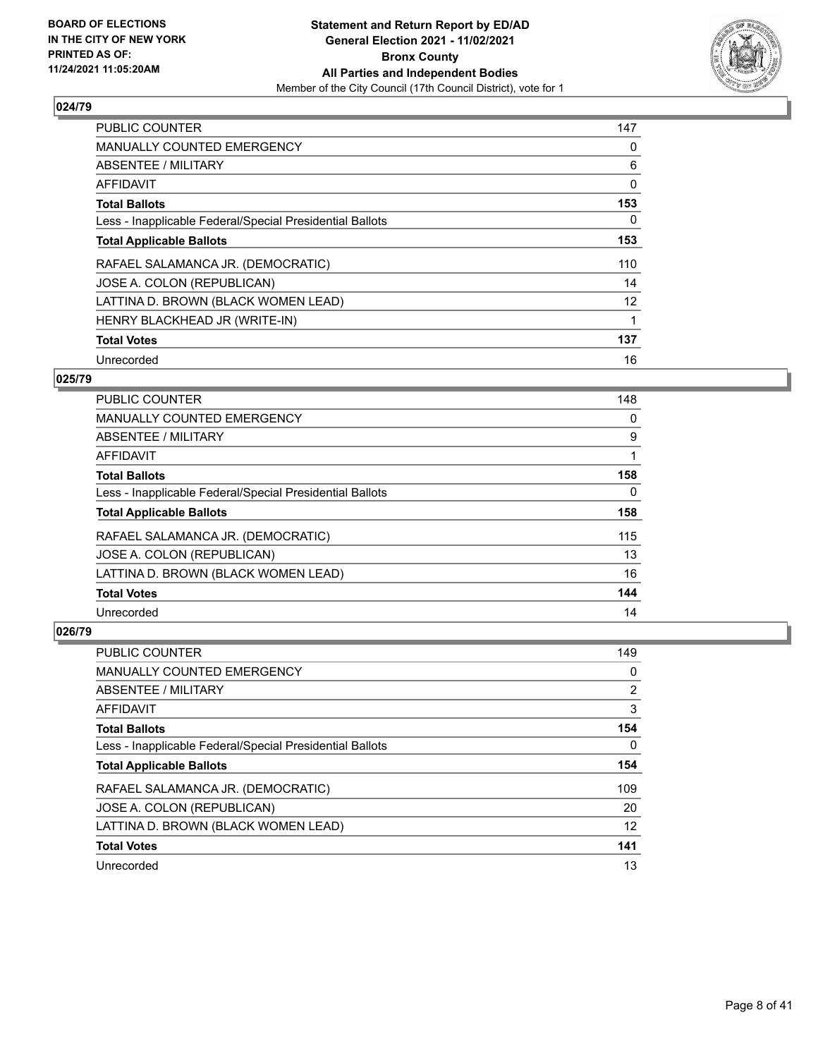**BOARD OF ELECTIONS IN THE CITY OF NEW YORK PRINTED AS OF: 11/24/2021 11:05:20AM**

**Statement and Return Report by ED/AD General Election 2021 - 11/02/2021 Bronx County All Parties and Independent Bodies**

Member of the City Council (17th Council District), vote for 1

### 024/79

| | |
|---|---|
| PUBLIC COUNTER | 147 |
| MANUALLY COUNTED EMERGENCY | 0 |
| ABSENTEE / MILITARY | 6 |
| AFFIDAVIT | 0 |
| **Total Ballots** | **153** |
| Less - Inapplicable Federal/Special Presidential Ballots | 0 |
| **Total Applicable Ballots** | **153** |
| RAFAEL SALAMANCA JR. (DEMOCRATIC) | 110 |
| JOSE A. COLON (REPUBLICAN) | 14 |
| LATTINA D. BROWN (BLACK WOMEN LEAD) | 12 |
| HENRY BLACKHEAD JR (WRITE-IN) | 1 |
| **Total Votes** | **137** |
| Unrecorded | 16 |

### 025/79

| | |
|---|---|
| PUBLIC COUNTER | 148 |
| MANUALLY COUNTED EMERGENCY | 0 |
| ABSENTEE / MILITARY | 9 |
| AFFIDAVIT | 1 |
| **Total Ballots** | **158** |
| Less - Inapplicable Federal/Special Presidential Ballots | 0 |
| **Total Applicable Ballots** | **158** |
| RAFAEL SALAMANCA JR. (DEMOCRATIC) | 115 |
| JOSE A. COLON (REPUBLICAN) | 13 |
| LATTINA D. BROWN (BLACK WOMEN LEAD) | 16 |
| **Total Votes** | **144** |
| Unrecorded | 14 |

### 026/79

| | |
|---|---|
| PUBLIC COUNTER | 149 |
| MANUALLY COUNTED EMERGENCY | 0 |
| ABSENTEE / MILITARY | 2 |
| AFFIDAVIT | 3 |
| **Total Ballots** | **154** |
| Less - Inapplicable Federal/Special Presidential Ballots | 0 |
| **Total Applicable Ballots** | **154** |
| RAFAEL SALAMANCA JR. (DEMOCRATIC) | 109 |
| JOSE A. COLON (REPUBLICAN) | 20 |
| LATTINA D. BROWN (BLACK WOMEN LEAD) | 12 |
| **Total Votes** | **141** |
| Unrecorded | 13 |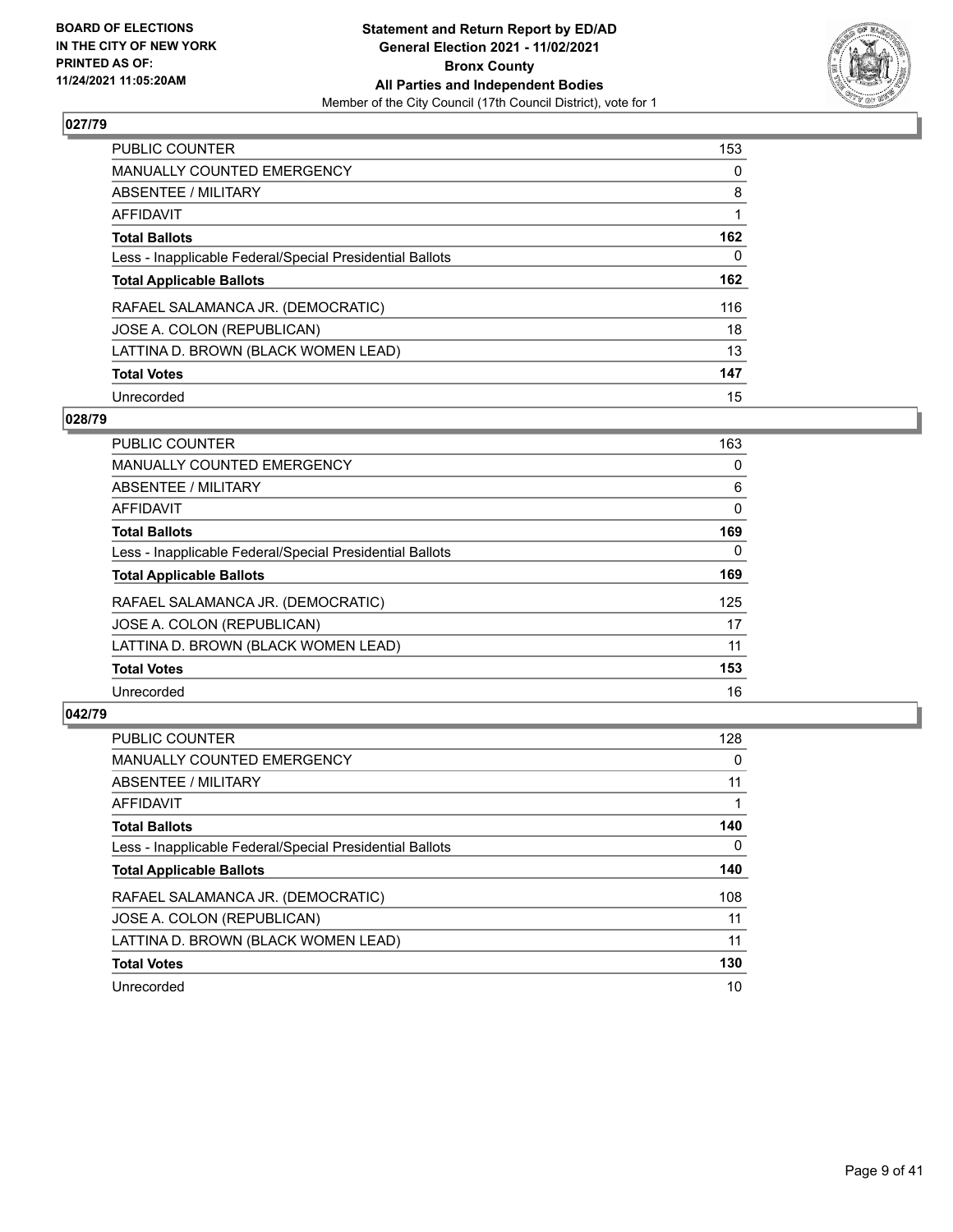## 027/79

| | |
|---|---|
| PUBLIC COUNTER | 153 |
| MANUALLY COUNTED EMERGENCY | 0 |
| ABSENTEE / MILITARY | 8 |
| AFFIDAVIT | 1 |
| **Total Ballots** | **162** |
| Less - Inapplicable Federal/Special Presidential Ballots | 0 |
| **Total Applicable Ballots** | **162** |
| RAFAEL SALAMANCA JR. (DEMOCRATIC) | 116 |
| JOSE A. COLON (REPUBLICAN) | 18 |
| LATTINA D. BROWN (BLACK WOMEN LEAD) | 13 |
| **Total Votes** | **147** |
| Unrecorded | 15 |

## 028/79

| | |
|---|---|
| PUBLIC COUNTER | 163 |
| MANUALLY COUNTED EMERGENCY | 0 |
| ABSENTEE / MILITARY | 6 |
| AFFIDAVIT | 0 |
| **Total Ballots** | **169** |
| Less - Inapplicable Federal/Special Presidential Ballots | 0 |
| **Total Applicable Ballots** | **169** |
| RAFAEL SALAMANCA JR. (DEMOCRATIC) | 125 |
| JOSE A. COLON (REPUBLICAN) | 17 |
| LATTINA D. BROWN (BLACK WOMEN LEAD) | 11 |
| **Total Votes** | **153** |
| Unrecorded | 16 |

## 042/79

| | |
|---|---|
| PUBLIC COUNTER | 128 |
| MANUALLY COUNTED EMERGENCY | 0 |
| ABSENTEE / MILITARY | 11 |
| AFFIDAVIT | 1 |
| **Total Ballots** | **140** |
| Less - Inapplicable Federal/Special Presidential Ballots | 0 |
| **Total Applicable Ballots** | **140** |
| RAFAEL SALAMANCA JR. (DEMOCRATIC) | 108 |
| JOSE A. COLON (REPUBLICAN) | 11 |
| LATTINA D. BROWN (BLACK WOMEN LEAD) | 11 |
| **Total Votes** | **130** |
| Unrecorded | 10 |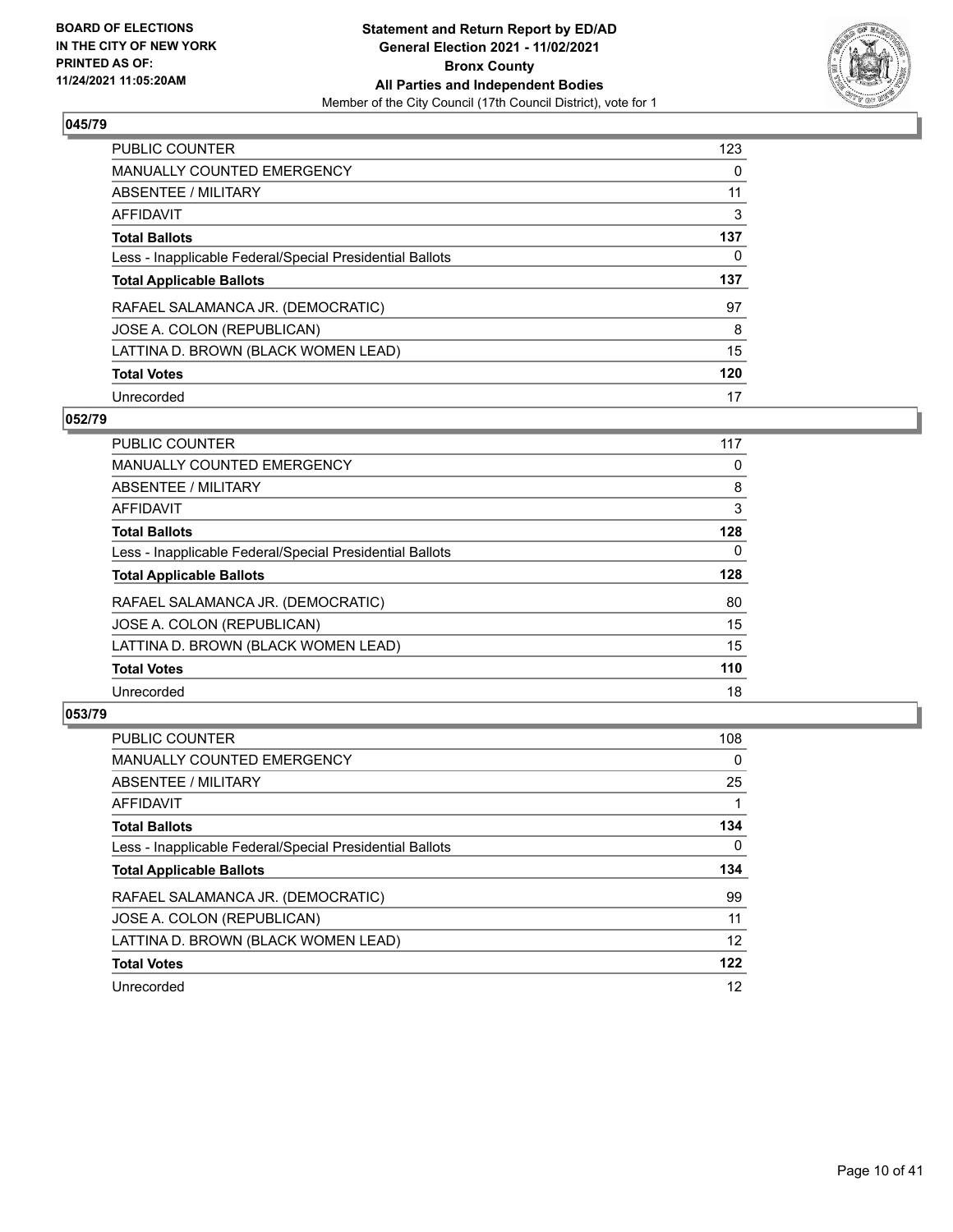**BOARD OF ELECTIONS IN THE CITY OF NEW YORK PRINTED AS OF: 11/24/2021 11:05:20AM**

**Statement and Return Report by ED/AD General Election 2021 - 11/02/2021 Bronx County All Parties and Independent Bodies**
Member of the City Council (17th Council District), vote for 1

## 045/79

| | |
|---|---|
| PUBLIC COUNTER | 123 |
| MANUALLY COUNTED EMERGENCY | 0 |
| ABSENTEE / MILITARY | 11 |
| AFFIDAVIT | 3 |
| **Total Ballots** | **137** |
| Less - Inapplicable Federal/Special Presidential Ballots | 0 |
| **Total Applicable Ballots** | **137** |
| RAFAEL SALAMANCA JR. (DEMOCRATIC) | 97 |
| JOSE A. COLON (REPUBLICAN) | 8 |
| LATTINA D. BROWN (BLACK WOMEN LEAD) | 15 |
| **Total Votes** | **120** |
| Unrecorded | 17 |

## 052/79

| | |
|---|---|
| PUBLIC COUNTER | 117 |
| MANUALLY COUNTED EMERGENCY | 0 |
| ABSENTEE / MILITARY | 8 |
| AFFIDAVIT | 3 |
| **Total Ballots** | **128** |
| Less - Inapplicable Federal/Special Presidential Ballots | 0 |
| **Total Applicable Ballots** | **128** |
| RAFAEL SALAMANCA JR. (DEMOCRATIC) | 80 |
| JOSE A. COLON (REPUBLICAN) | 15 |
| LATTINA D. BROWN (BLACK WOMEN LEAD) | 15 |
| **Total Votes** | **110** |
| Unrecorded | 18 |

## 053/79

| | |
|---|---|
| PUBLIC COUNTER | 108 |
| MANUALLY COUNTED EMERGENCY | 0 |
| ABSENTEE / MILITARY | 25 |
| AFFIDAVIT | 1 |
| **Total Ballots** | **134** |
| Less - Inapplicable Federal/Special Presidential Ballots | 0 |
| **Total Applicable Ballots** | **134** |
| RAFAEL SALAMANCA JR. (DEMOCRATIC) | 99 |
| JOSE A. COLON (REPUBLICAN) | 11 |
| LATTINA D. BROWN (BLACK WOMEN LEAD) | 12 |
| **Total Votes** | **122** |
| Unrecorded | 12 |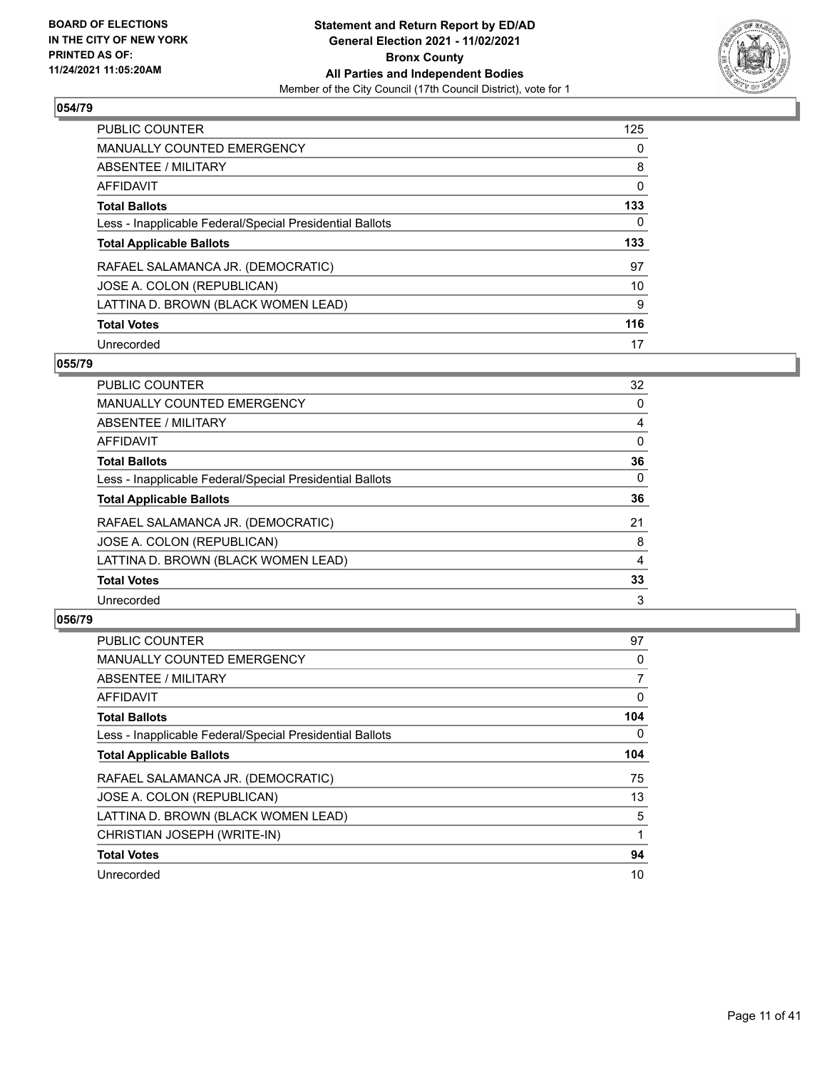**BOARD OF ELECTIONS IN THE CITY OF NEW YORK PRINTED AS OF: 11/24/2021 11:05:20AM**

**Statement and Return Report by ED/AD General Election 2021 - 11/02/2021 Bronx County All Parties and Independent Bodies**

Member of the City Council (17th Council District), vote for 1

### 054/79

| | |
|---|---|
| PUBLIC COUNTER | 125 |
| MANUALLY COUNTED EMERGENCY | 0 |
| ABSENTEE / MILITARY | 8 |
| AFFIDAVIT | 0 |
| **Total Ballots** | **133** |
| Less - Inapplicable Federal/Special Presidential Ballots | 0 |
| **Total Applicable Ballots** | **133** |
| RAFAEL SALAMANCA JR. (DEMOCRATIC) | 97 |
| JOSE A. COLON (REPUBLICAN) | 10 |
| LATTINA D. BROWN (BLACK WOMEN LEAD) | 9 |
| **Total Votes** | **116** |
| Unrecorded | 17 |

### 055/79

| | |
|---|---|
| PUBLIC COUNTER | 32 |
| MANUALLY COUNTED EMERGENCY | 0 |
| ABSENTEE / MILITARY | 4 |
| AFFIDAVIT | 0 |
| **Total Ballots** | **36** |
| Less - Inapplicable Federal/Special Presidential Ballots | 0 |
| **Total Applicable Ballots** | **36** |
| RAFAEL SALAMANCA JR. (DEMOCRATIC) | 21 |
| JOSE A. COLON (REPUBLICAN) | 8 |
| LATTINA D. BROWN (BLACK WOMEN LEAD) | 4 |
| **Total Votes** | **33** |
| Unrecorded | 3 |

### 056/79

| | |
|---|---|
| PUBLIC COUNTER | 97 |
| MANUALLY COUNTED EMERGENCY | 0 |
| ABSENTEE / MILITARY | 7 |
| AFFIDAVIT | 0 |
| **Total Ballots** | **104** |
| Less - Inapplicable Federal/Special Presidential Ballots | 0 |
| **Total Applicable Ballots** | **104** |
| RAFAEL SALAMANCA JR. (DEMOCRATIC) | 75 |
| JOSE A. COLON (REPUBLICAN) | 13 |
| LATTINA D. BROWN (BLACK WOMEN LEAD) | 5 |
| CHRISTIAN JOSEPH (WRITE-IN) | 1 |
| **Total Votes** | **94** |
| Unrecorded | 10 |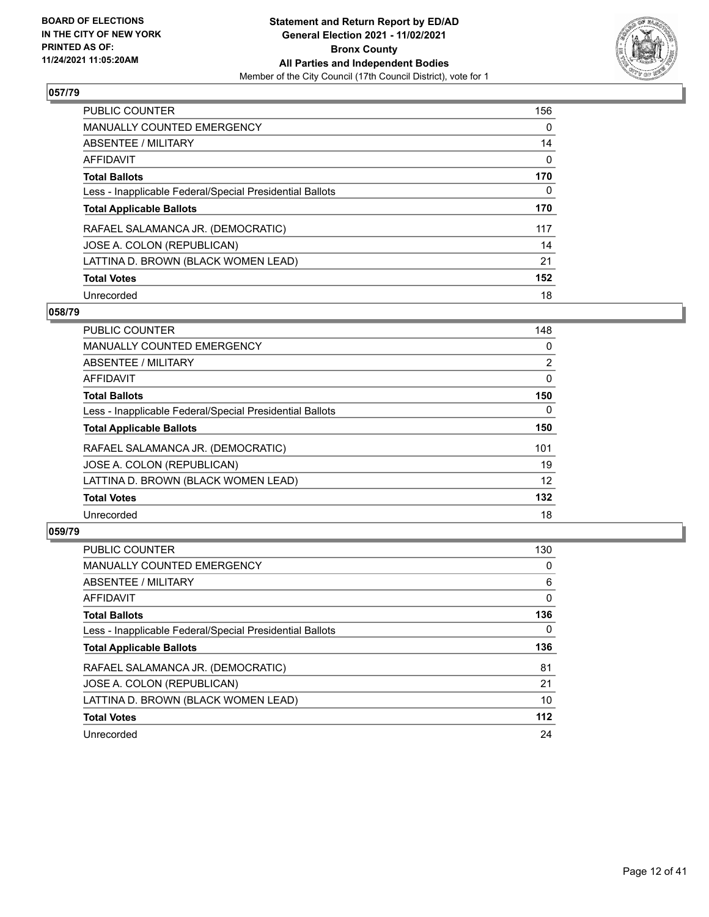**BOARD OF ELECTIONS IN THE CITY OF NEW YORK PRINTED AS OF: 11/24/2021 11:05:20AM**

**Statement and Return Report by ED/AD General Election 2021 - 11/02/2021 Bronx County All Parties and Independent Bodies**

Member of the City Council (17th Council District), vote for 1

## 057/79

| | |
|---|---|
| PUBLIC COUNTER | 156 |
| MANUALLY COUNTED EMERGENCY | 0 |
| ABSENTEE / MILITARY | 14 |
| AFFIDAVIT | 0 |
| **Total Ballots** | **170** |
| Less - Inapplicable Federal/Special Presidential Ballots | 0 |
| **Total Applicable Ballots** | **170** |
| RAFAEL SALAMANCA JR. (DEMOCRATIC) | 117 |
| JOSE A. COLON (REPUBLICAN) | 14 |
| LATTINA D. BROWN (BLACK WOMEN LEAD) | 21 |
| **Total Votes** | **152** |
| Unrecorded | 18 |

## 058/79

| | |
|---|---|
| PUBLIC COUNTER | 148 |
| MANUALLY COUNTED EMERGENCY | 0 |
| ABSENTEE / MILITARY | 2 |
| AFFIDAVIT | 0 |
| **Total Ballots** | **150** |
| Less - Inapplicable Federal/Special Presidential Ballots | 0 |
| **Total Applicable Ballots** | **150** |
| RAFAEL SALAMANCA JR. (DEMOCRATIC) | 101 |
| JOSE A. COLON (REPUBLICAN) | 19 |
| LATTINA D. BROWN (BLACK WOMEN LEAD) | 12 |
| **Total Votes** | **132** |
| Unrecorded | 18 |

## 059/79

| | |
|---|---|
| PUBLIC COUNTER | 130 |
| MANUALLY COUNTED EMERGENCY | 0 |
| ABSENTEE / MILITARY | 6 |
| AFFIDAVIT | 0 |
| **Total Ballots** | **136** |
| Less - Inapplicable Federal/Special Presidential Ballots | 0 |
| **Total Applicable Ballots** | **136** |
| RAFAEL SALAMANCA JR. (DEMOCRATIC) | 81 |
| JOSE A. COLON (REPUBLICAN) | 21 |
| LATTINA D. BROWN (BLACK WOMEN LEAD) | 10 |
| **Total Votes** | **112** |
| Unrecorded | 24 |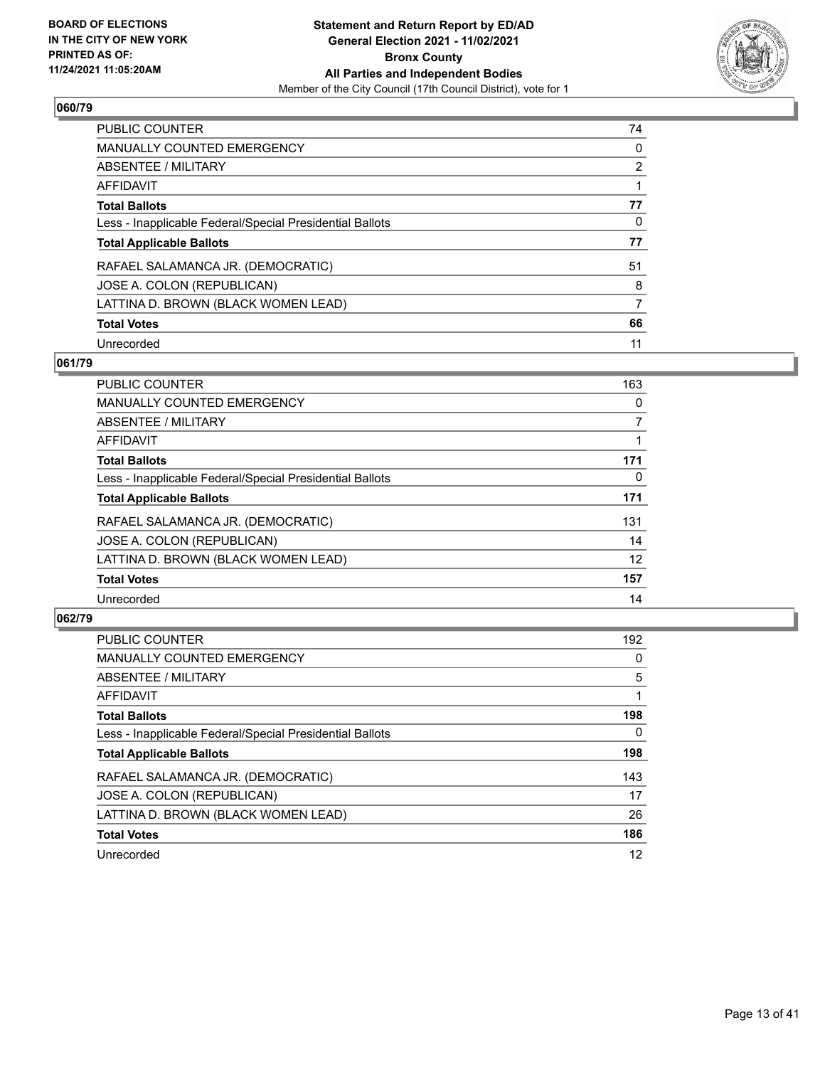**BOARD OF ELECTIONS IN THE CITY OF NEW YORK PRINTED AS OF: 11/24/2021 11:05:20AM**

**Statement and Return Report by ED/AD General Election 2021 - 11/02/2021 Bronx County All Parties and Independent Bodies**

Member of the City Council (17th Council District), vote for 1

## 060/79

| | |
|---|---|
| PUBLIC COUNTER | 74 |
| MANUALLY COUNTED EMERGENCY | 0 |
| ABSENTEE / MILITARY | 2 |
| AFFIDAVIT | 1 |
| **Total Ballots** | **77** |
| Less - Inapplicable Federal/Special Presidential Ballots | 0 |
| **Total Applicable Ballots** | **77** |
| RAFAEL SALAMANCA JR. (DEMOCRATIC) | 51 |
| JOSE A. COLON (REPUBLICAN) | 8 |
| LATTINA D. BROWN (BLACK WOMEN LEAD) | 7 |
| **Total Votes** | **66** |
| Unrecorded | 11 |

## 061/79

| | |
|---|---|
| PUBLIC COUNTER | 163 |
| MANUALLY COUNTED EMERGENCY | 0 |
| ABSENTEE / MILITARY | 7 |
| AFFIDAVIT | 1 |
| **Total Ballots** | **171** |
| Less - Inapplicable Federal/Special Presidential Ballots | 0 |
| **Total Applicable Ballots** | **171** |
| RAFAEL SALAMANCA JR. (DEMOCRATIC) | 131 |
| JOSE A. COLON (REPUBLICAN) | 14 |
| LATTINA D. BROWN (BLACK WOMEN LEAD) | 12 |
| **Total Votes** | **157** |
| Unrecorded | 14 |

## 062/79

| | |
|---|---|
| PUBLIC COUNTER | 192 |
| MANUALLY COUNTED EMERGENCY | 0 |
| ABSENTEE / MILITARY | 5 |
| AFFIDAVIT | 1 |
| **Total Ballots** | **198** |
| Less - Inapplicable Federal/Special Presidential Ballots | 0 |
| **Total Applicable Ballots** | **198** |
| RAFAEL SALAMANCA JR. (DEMOCRATIC) | 143 |
| JOSE A. COLON (REPUBLICAN) | 17 |
| LATTINA D. BROWN (BLACK WOMEN LEAD) | 26 |
| **Total Votes** | **186** |
| Unrecorded | 12 |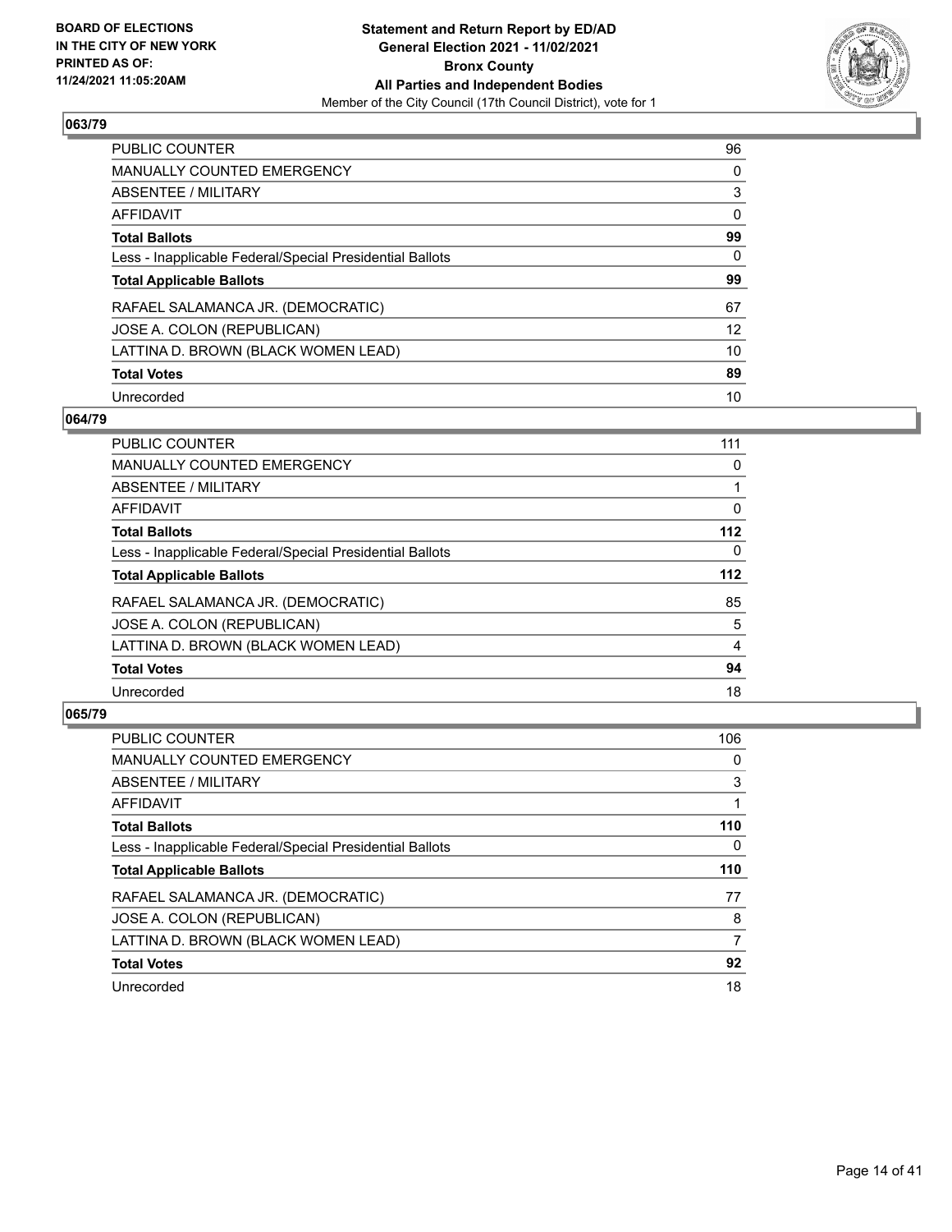## 063/79

| | |
|---|---|
| PUBLIC COUNTER | 96 |
| MANUALLY COUNTED EMERGENCY | 0 |
| ABSENTEE / MILITARY | 3 |
| AFFIDAVIT | 0 |
| **Total Ballots** | **99** |
| Less - Inapplicable Federal/Special Presidential Ballots | 0 |
| **Total Applicable Ballots** | **99** |
| RAFAEL SALAMANCA JR. (DEMOCRATIC) | 67 |
| JOSE A. COLON (REPUBLICAN) | 12 |
| LATTINA D. BROWN (BLACK WOMEN LEAD) | 10 |
| **Total Votes** | **89** |
| Unrecorded | 10 |

## 064/79

| | |
|---|---|
| PUBLIC COUNTER | 111 |
| MANUALLY COUNTED EMERGENCY | 0 |
| ABSENTEE / MILITARY | 1 |
| AFFIDAVIT | 0 |
| **Total Ballots** | **112** |
| Less - Inapplicable Federal/Special Presidential Ballots | 0 |
| **Total Applicable Ballots** | **112** |
| RAFAEL SALAMANCA JR. (DEMOCRATIC) | 85 |
| JOSE A. COLON (REPUBLICAN) | 5 |
| LATTINA D. BROWN (BLACK WOMEN LEAD) | 4 |
| **Total Votes** | **94** |
| Unrecorded | 18 |

## 065/79

| | |
|---|---|
| PUBLIC COUNTER | 106 |
| MANUALLY COUNTED EMERGENCY | 0 |
| ABSENTEE / MILITARY | 3 |
| AFFIDAVIT | 1 |
| **Total Ballots** | **110** |
| Less - Inapplicable Federal/Special Presidential Ballots | 0 |
| **Total Applicable Ballots** | **110** |
| RAFAEL SALAMANCA JR. (DEMOCRATIC) | 77 |
| JOSE A. COLON (REPUBLICAN) | 8 |
| LATTINA D. BROWN (BLACK WOMEN LEAD) | 7 |
| **Total Votes** | **92** |
| Unrecorded | 18 |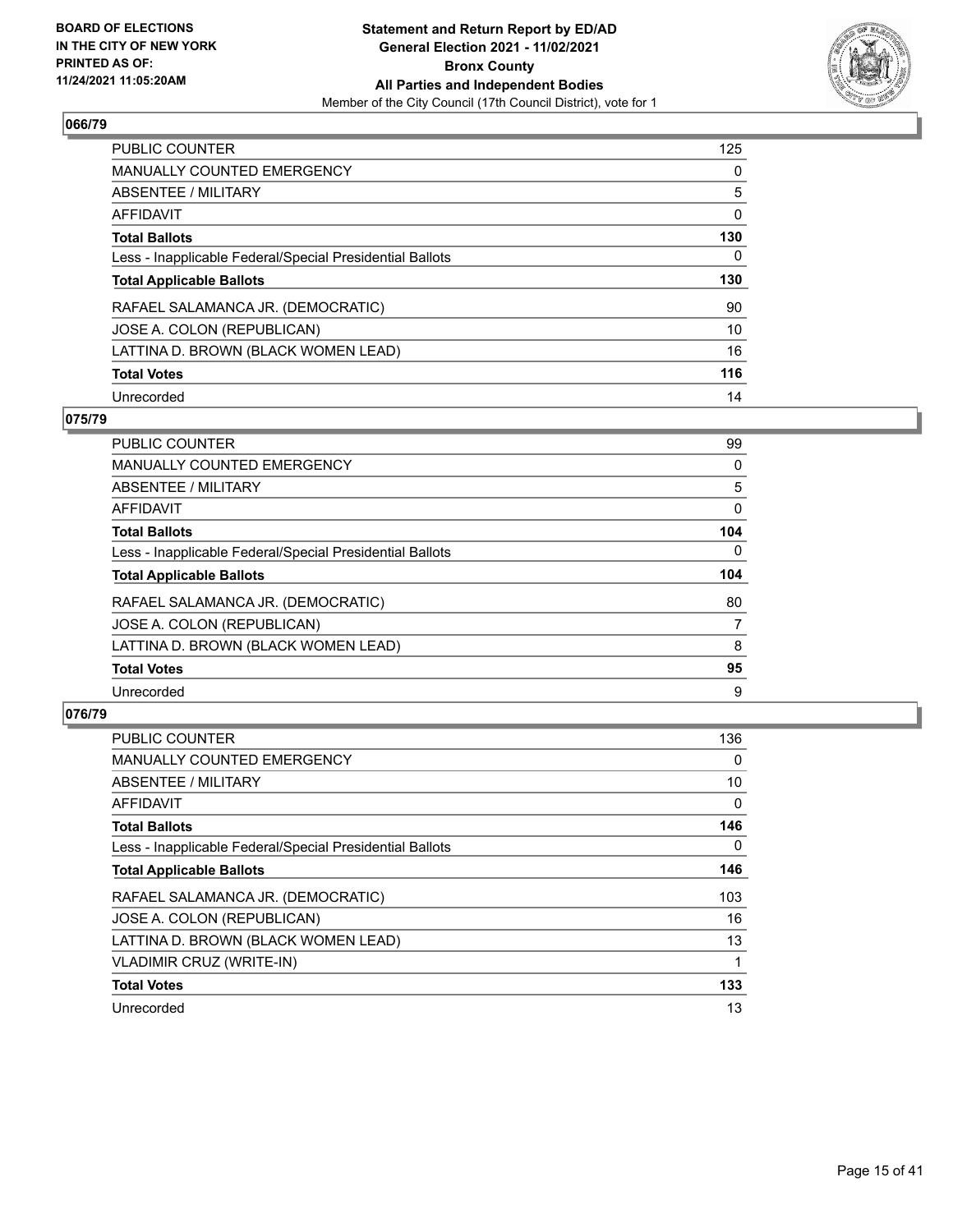### 066/79

| | |
|---|---|
| PUBLIC COUNTER | 125 |
| MANUALLY COUNTED EMERGENCY | 0 |
| ABSENTEE / MILITARY | 5 |
| AFFIDAVIT | 0 |
| **Total Ballots** | **130** |
| Less - Inapplicable Federal/Special Presidential Ballots | 0 |
| **Total Applicable Ballots** | **130** |
| RAFAEL SALAMANCA JR. (DEMOCRATIC) | 90 |
| JOSE A. COLON (REPUBLICAN) | 10 |
| LATTINA D. BROWN (BLACK WOMEN LEAD) | 16 |
| **Total Votes** | **116** |
| Unrecorded | 14 |

### 075/79

| | |
|---|---|
| PUBLIC COUNTER | 99 |
| MANUALLY COUNTED EMERGENCY | 0 |
| ABSENTEE / MILITARY | 5 |
| AFFIDAVIT | 0 |
| **Total Ballots** | **104** |
| Less - Inapplicable Federal/Special Presidential Ballots | 0 |
| **Total Applicable Ballots** | **104** |
| RAFAEL SALAMANCA JR. (DEMOCRATIC) | 80 |
| JOSE A. COLON (REPUBLICAN) | 7 |
| LATTINA D. BROWN (BLACK WOMEN LEAD) | 8 |
| **Total Votes** | **95** |
| Unrecorded | 9 |

### 076/79

| | |
|---|---|
| PUBLIC COUNTER | 136 |
| MANUALLY COUNTED EMERGENCY | 0 |
| ABSENTEE / MILITARY | 10 |
| AFFIDAVIT | 0 |
| **Total Ballots** | **146** |
| Less - Inapplicable Federal/Special Presidential Ballots | 0 |
| **Total Applicable Ballots** | **146** |
| RAFAEL SALAMANCA JR. (DEMOCRATIC) | 103 |
| JOSE A. COLON (REPUBLICAN) | 16 |
| LATTINA D. BROWN (BLACK WOMEN LEAD) | 13 |
| VLADIMIR CRUZ (WRITE-IN) | 1 |
| **Total Votes** | **133** |
| Unrecorded | 13 |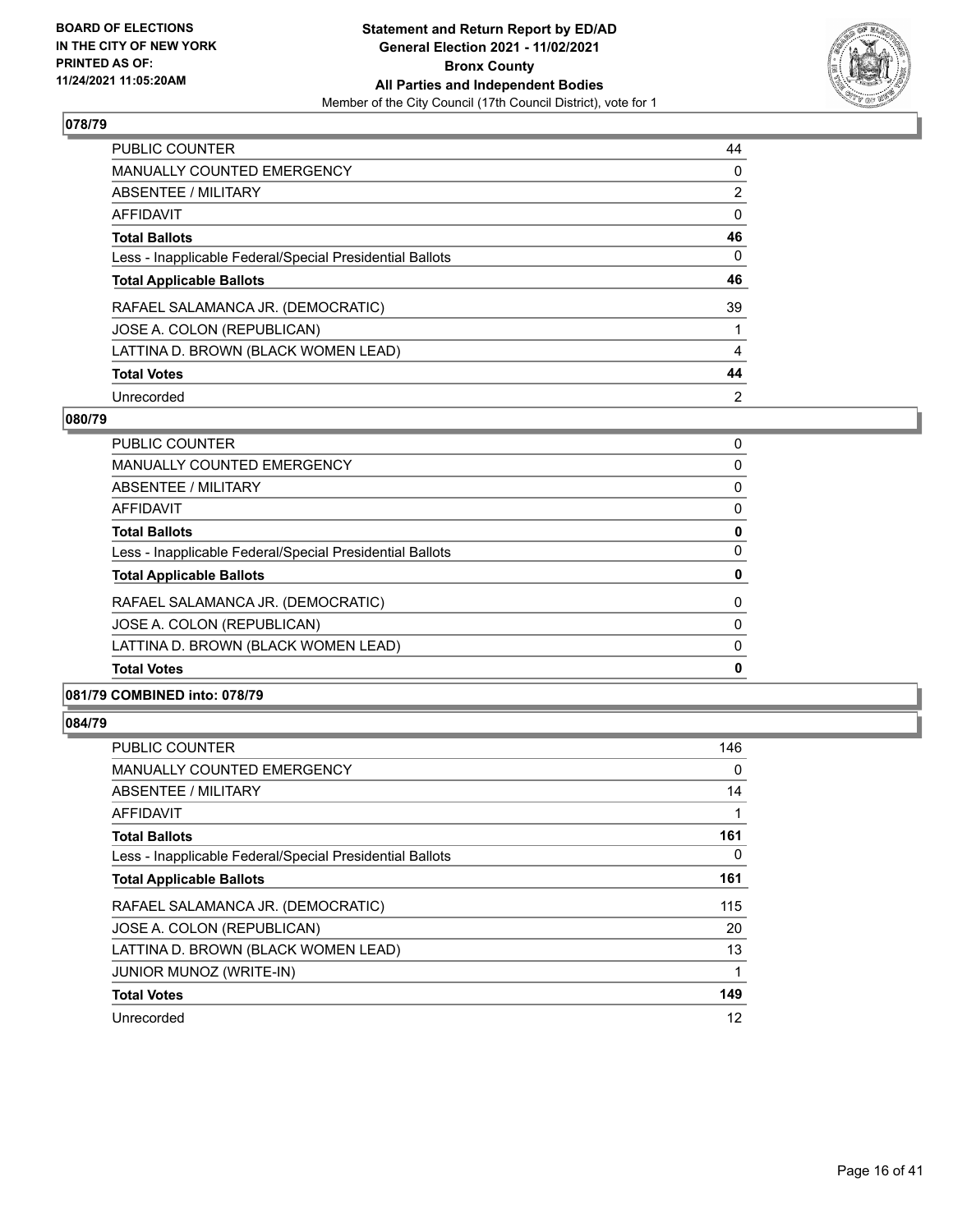## 078/79

| | |
|---|---|
| PUBLIC COUNTER | 44 |
| MANUALLY COUNTED EMERGENCY | 0 |
| ABSENTEE / MILITARY | 2 |
| AFFIDAVIT | 0 |
| **Total Ballots** | **46** |
| Less - Inapplicable Federal/Special Presidential Ballots | 0 |
| **Total Applicable Ballots** | **46** |
| RAFAEL SALAMANCA JR. (DEMOCRATIC) | 39 |
| JOSE A. COLON (REPUBLICAN) | 1 |
| LATTINA D. BROWN (BLACK WOMEN LEAD) | 4 |
| **Total Votes** | **44** |
| Unrecorded | 2 |

## 080/79

| | |
|---|---|
| PUBLIC COUNTER | 0 |
| MANUALLY COUNTED EMERGENCY | 0 |
| ABSENTEE / MILITARY | 0 |
| AFFIDAVIT | 0 |
| **Total Ballots** | **0** |
| Less - Inapplicable Federal/Special Presidential Ballots | 0 |
| **Total Applicable Ballots** | **0** |
| RAFAEL SALAMANCA JR. (DEMOCRATIC) | 0 |
| JOSE A. COLON (REPUBLICAN) | 0 |
| LATTINA D. BROWN (BLACK WOMEN LEAD) | 0 |
| **Total Votes** | **0** |

## 081/79 COMBINED into: 078/79

## 084/79

| | |
|---|---|
| PUBLIC COUNTER | 146 |
| MANUALLY COUNTED EMERGENCY | 0 |
| ABSENTEE / MILITARY | 14 |
| AFFIDAVIT | 1 |
| **Total Ballots** | **161** |
| Less - Inapplicable Federal/Special Presidential Ballots | 0 |
| **Total Applicable Ballots** | **161** |
| RAFAEL SALAMANCA JR. (DEMOCRATIC) | 115 |
| JOSE A. COLON (REPUBLICAN) | 20 |
| LATTINA D. BROWN (BLACK WOMEN LEAD) | 13 |
| JUNIOR MUNOZ (WRITE-IN) | 1 |
| **Total Votes** | **149** |
| Unrecorded | 12 |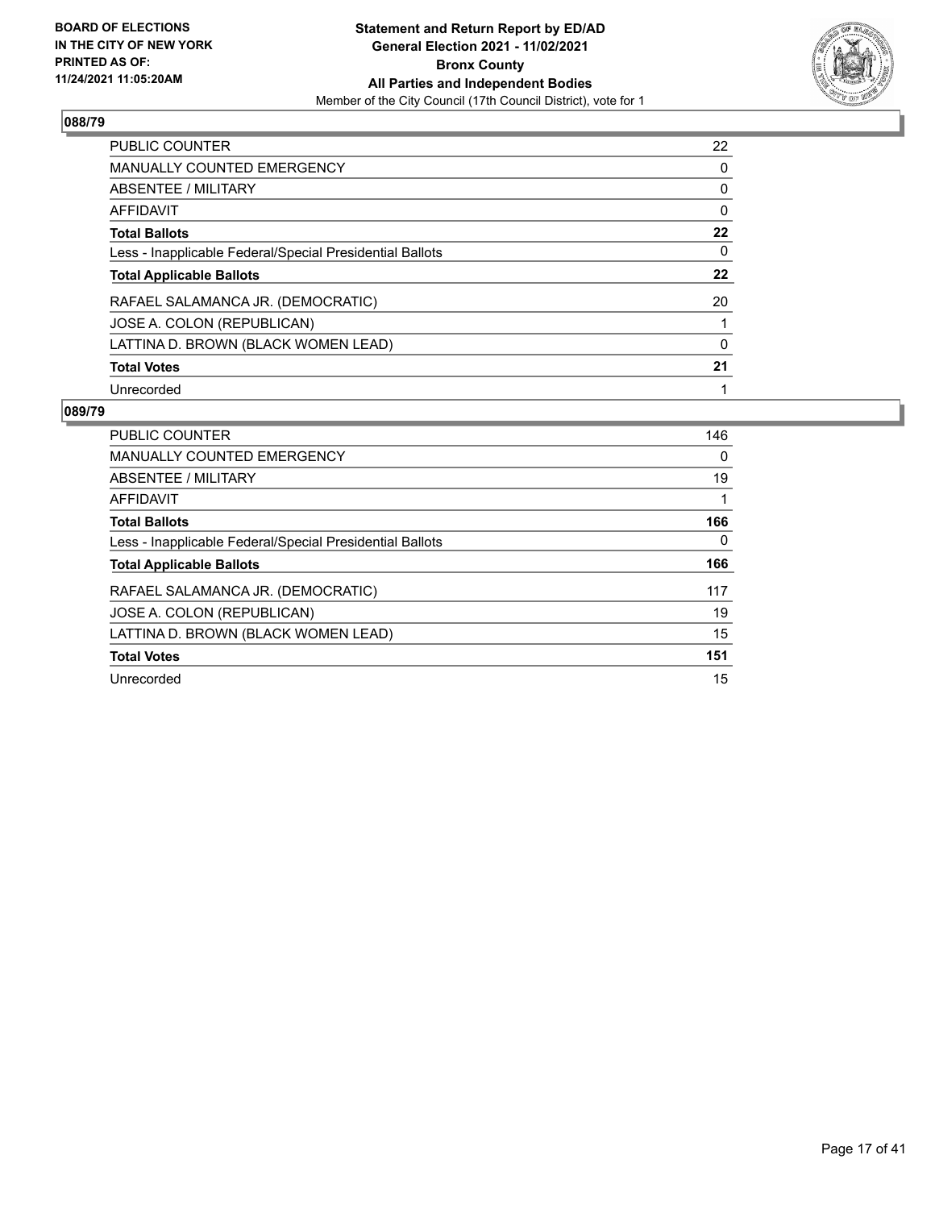BOARD OF ELECTIONS
IN THE CITY OF NEW YORK
PRINTED AS OF:
11/24/2021 11:05:20AM

**Statement and Return Report by ED/AD**
**General Election 2021 - 11/02/2021**
**Bronx County**
**All Parties and Independent Bodies**
Member of the City Council (17th Council District), vote for 1

## 088/79

| | |
|---|---|
| PUBLIC COUNTER | 22 |
| MANUALLY COUNTED EMERGENCY | 0 |
| ABSENTEE / MILITARY | 0 |
| AFFIDAVIT | 0 |
| **Total Ballots** | **22** |
| Less - Inapplicable Federal/Special Presidential Ballots | 0 |
| **Total Applicable Ballots** | **22** |
| RAFAEL SALAMANCA JR. (DEMOCRATIC) | 20 |
| JOSE A. COLON (REPUBLICAN) | 1 |
| LATTINA D. BROWN (BLACK WOMEN LEAD) | 0 |
| **Total Votes** | **21** |
| Unrecorded | 1 |

## 089/79

| | |
|---|---|
| PUBLIC COUNTER | 146 |
| MANUALLY COUNTED EMERGENCY | 0 |
| ABSENTEE / MILITARY | 19 |
| AFFIDAVIT | 1 |
| **Total Ballots** | **166** |
| Less - Inapplicable Federal/Special Presidential Ballots | 0 |
| **Total Applicable Ballots** | **166** |
| RAFAEL SALAMANCA JR. (DEMOCRATIC) | 117 |
| JOSE A. COLON (REPUBLICAN) | 19 |
| LATTINA D. BROWN (BLACK WOMEN LEAD) | 15 |
| **Total Votes** | **151** |
| Unrecorded | 15 |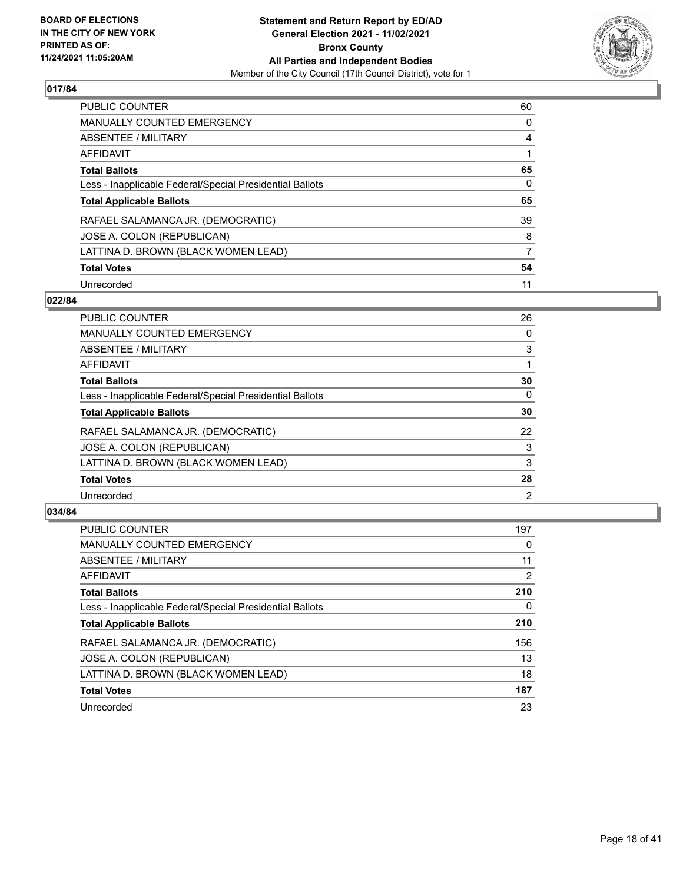BOARD OF ELECTIONS
IN THE CITY OF NEW YORK
PRINTED AS OF:
11/24/2021 11:05:20AM

**Statement and Return Report by ED/AD**
**General Election 2021 - 11/02/2021**
**Bronx County**
**All Parties and Independent Bodies**
Member of the City Council (17th Council District), vote for 1

## 017/84

| | |
|---|---|
| PUBLIC COUNTER | 60 |
| MANUALLY COUNTED EMERGENCY | 0 |
| ABSENTEE / MILITARY | 4 |
| AFFIDAVIT | 1 |
| **Total Ballots** | **65** |
| Less - Inapplicable Federal/Special Presidential Ballots | 0 |
| **Total Applicable Ballots** | **65** |
| RAFAEL SALAMANCA JR. (DEMOCRATIC) | 39 |
| JOSE A. COLON (REPUBLICAN) | 8 |
| LATTINA D. BROWN (BLACK WOMEN LEAD) | 7 |
| **Total Votes** | **54** |
| Unrecorded | 11 |

## 022/84

| | |
|---|---|
| PUBLIC COUNTER | 26 |
| MANUALLY COUNTED EMERGENCY | 0 |
| ABSENTEE / MILITARY | 3 |
| AFFIDAVIT | 1 |
| **Total Ballots** | **30** |
| Less - Inapplicable Federal/Special Presidential Ballots | 0 |
| **Total Applicable Ballots** | **30** |
| RAFAEL SALAMANCA JR. (DEMOCRATIC) | 22 |
| JOSE A. COLON (REPUBLICAN) | 3 |
| LATTINA D. BROWN (BLACK WOMEN LEAD) | 3 |
| **Total Votes** | **28** |
| Unrecorded | 2 |

## 034/84

| | |
|---|---|
| PUBLIC COUNTER | 197 |
| MANUALLY COUNTED EMERGENCY | 0 |
| ABSENTEE / MILITARY | 11 |
| AFFIDAVIT | 2 |
| **Total Ballots** | **210** |
| Less - Inapplicable Federal/Special Presidential Ballots | 0 |
| **Total Applicable Ballots** | **210** |
| RAFAEL SALAMANCA JR. (DEMOCRATIC) | 156 |
| JOSE A. COLON (REPUBLICAN) | 13 |
| LATTINA D. BROWN (BLACK WOMEN LEAD) | 18 |
| **Total Votes** | **187** |
| Unrecorded | 23 |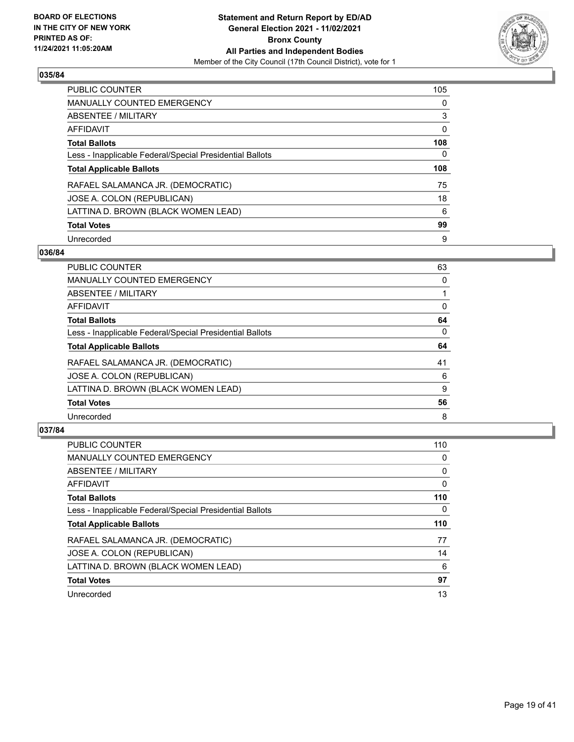**BOARD OF ELECTIONS IN THE CITY OF NEW YORK PRINTED AS OF: 11/24/2021 11:05:20AM**

**Statement and Return Report by ED/AD General Election 2021 - 11/02/2021 Bronx County All Parties and Independent Bodies**
Member of the City Council (17th Council District), vote for 1

## 035/84

| | |
|---|---|
| PUBLIC COUNTER | 105 |
| MANUALLY COUNTED EMERGENCY | 0 |
| ABSENTEE / MILITARY | 3 |
| AFFIDAVIT | 0 |
| **Total Ballots** | **108** |
| Less - Inapplicable Federal/Special Presidential Ballots | 0 |
| **Total Applicable Ballots** | **108** |
| RAFAEL SALAMANCA JR. (DEMOCRATIC) | 75 |
| JOSE A. COLON (REPUBLICAN) | 18 |
| LATTINA D. BROWN (BLACK WOMEN LEAD) | 6 |
| **Total Votes** | **99** |
| Unrecorded | 9 |

## 036/84

| | |
|---|---|
| PUBLIC COUNTER | 63 |
| MANUALLY COUNTED EMERGENCY | 0 |
| ABSENTEE / MILITARY | 1 |
| AFFIDAVIT | 0 |
| **Total Ballots** | **64** |
| Less - Inapplicable Federal/Special Presidential Ballots | 0 |
| **Total Applicable Ballots** | **64** |
| RAFAEL SALAMANCA JR. (DEMOCRATIC) | 41 |
| JOSE A. COLON (REPUBLICAN) | 6 |
| LATTINA D. BROWN (BLACK WOMEN LEAD) | 9 |
| **Total Votes** | **56** |
| Unrecorded | 8 |

## 037/84

| | |
|---|---|
| PUBLIC COUNTER | 110 |
| MANUALLY COUNTED EMERGENCY | 0 |
| ABSENTEE / MILITARY | 0 |
| AFFIDAVIT | 0 |
| **Total Ballots** | **110** |
| Less - Inapplicable Federal/Special Presidential Ballots | 0 |
| **Total Applicable Ballots** | **110** |
| RAFAEL SALAMANCA JR. (DEMOCRATIC) | 77 |
| JOSE A. COLON (REPUBLICAN) | 14 |
| LATTINA D. BROWN (BLACK WOMEN LEAD) | 6 |
| **Total Votes** | **97** |
| Unrecorded | 13 |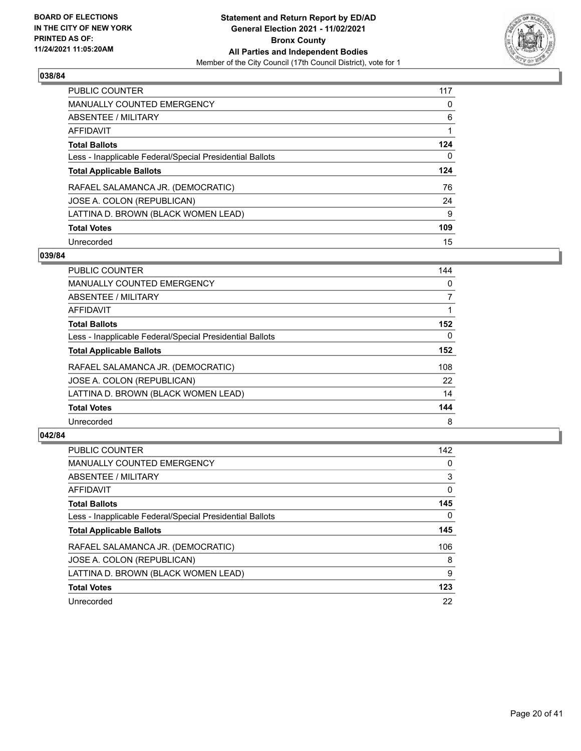**BOARD OF ELECTIONS IN THE CITY OF NEW YORK PRINTED AS OF: 11/24/2021 11:05:20AM**

**Statement and Return Report by ED/AD General Election 2021 - 11/02/2021 Bronx County All Parties and Independent Bodies**

Member of the City Council (17th Council District), vote for 1

## 038/84

| | |
|---|---|
| PUBLIC COUNTER | 117 |
| MANUALLY COUNTED EMERGENCY | 0 |
| ABSENTEE / MILITARY | 6 |
| AFFIDAVIT | 1 |
| **Total Ballots** | **124** |
| Less - Inapplicable Federal/Special Presidential Ballots | 0 |
| **Total Applicable Ballots** | **124** |
| RAFAEL SALAMANCA JR. (DEMOCRATIC) | 76 |
| JOSE A. COLON (REPUBLICAN) | 24 |
| LATTINA D. BROWN (BLACK WOMEN LEAD) | 9 |
| **Total Votes** | **109** |
| Unrecorded | 15 |

## 039/84

| | |
|---|---|
| PUBLIC COUNTER | 144 |
| MANUALLY COUNTED EMERGENCY | 0 |
| ABSENTEE / MILITARY | 7 |
| AFFIDAVIT | 1 |
| **Total Ballots** | **152** |
| Less - Inapplicable Federal/Special Presidential Ballots | 0 |
| **Total Applicable Ballots** | **152** |
| RAFAEL SALAMANCA JR. (DEMOCRATIC) | 108 |
| JOSE A. COLON (REPUBLICAN) | 22 |
| LATTINA D. BROWN (BLACK WOMEN LEAD) | 14 |
| **Total Votes** | **144** |
| Unrecorded | 8 |

## 042/84

| | |
|---|---|
| PUBLIC COUNTER | 142 |
| MANUALLY COUNTED EMERGENCY | 0 |
| ABSENTEE / MILITARY | 3 |
| AFFIDAVIT | 0 |
| **Total Ballots** | **145** |
| Less - Inapplicable Federal/Special Presidential Ballots | 0 |
| **Total Applicable Ballots** | **145** |
| RAFAEL SALAMANCA JR. (DEMOCRATIC) | 106 |
| JOSE A. COLON (REPUBLICAN) | 8 |
| LATTINA D. BROWN (BLACK WOMEN LEAD) | 9 |
| **Total Votes** | **123** |
| Unrecorded | 22 |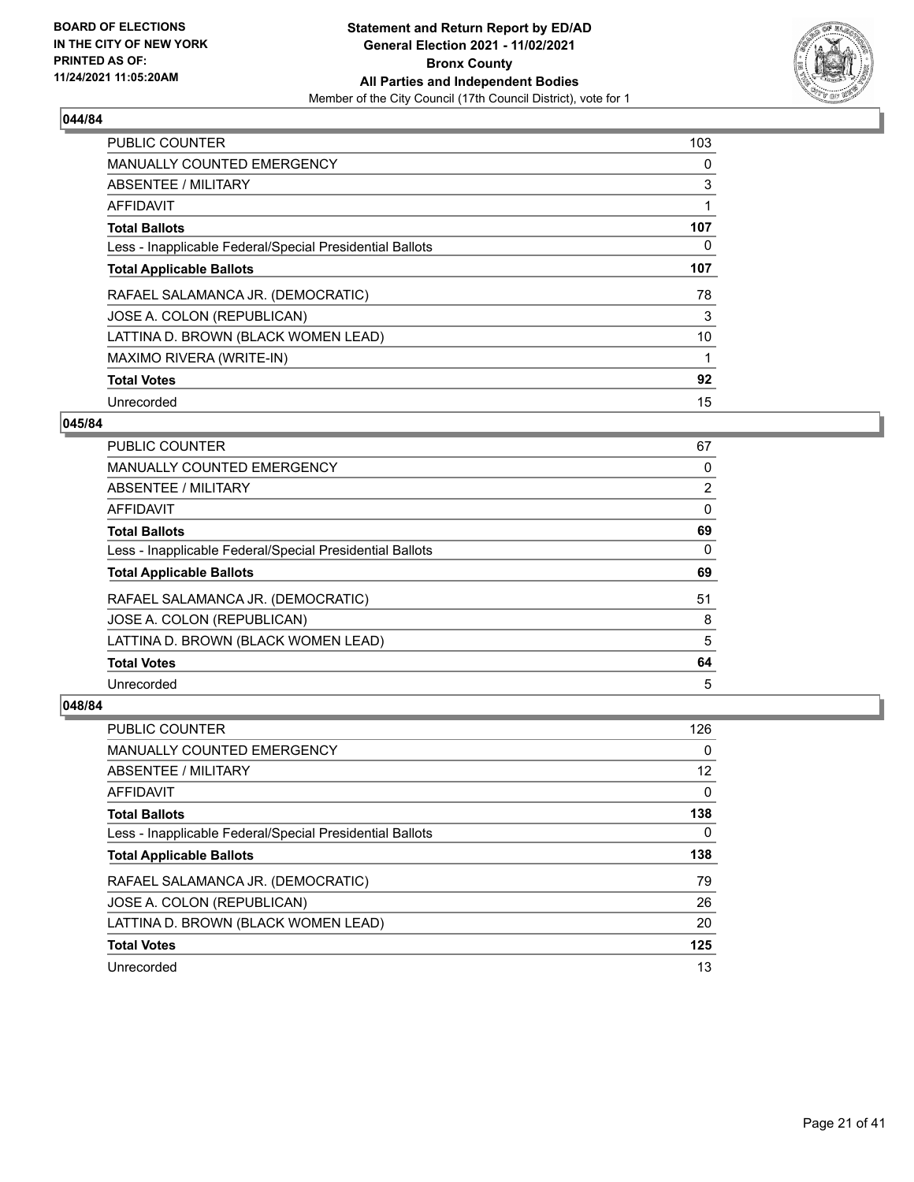BOARD OF ELECTIONS
IN THE CITY OF NEW YORK
PRINTED AS OF:
11/24/2021 11:05:20AM

**Statement and Return Report by ED/AD**
**General Election 2021 - 11/02/2021**
**Bronx County**
**All Parties and Independent Bodies**
Member of the City Council (17th Council District), vote for 1

### 044/84

| | |
|---|---|
| PUBLIC COUNTER | 103 |
| MANUALLY COUNTED EMERGENCY | 0 |
| ABSENTEE / MILITARY | 3 |
| AFFIDAVIT | 1 |
| **Total Ballots** | **107** |
| Less - Inapplicable Federal/Special Presidential Ballots | 0 |
| **Total Applicable Ballots** | **107** |
| RAFAEL SALAMANCA JR. (DEMOCRATIC) | 78 |
| JOSE A. COLON (REPUBLICAN) | 3 |
| LATTINA D. BROWN (BLACK WOMEN LEAD) | 10 |
| MAXIMO RIVERA (WRITE-IN) | 1 |
| **Total Votes** | **92** |
| Unrecorded | 15 |

### 045/84

| | |
|---|---|
| PUBLIC COUNTER | 67 |
| MANUALLY COUNTED EMERGENCY | 0 |
| ABSENTEE / MILITARY | 2 |
| AFFIDAVIT | 0 |
| **Total Ballots** | **69** |
| Less - Inapplicable Federal/Special Presidential Ballots | 0 |
| **Total Applicable Ballots** | **69** |
| RAFAEL SALAMANCA JR. (DEMOCRATIC) | 51 |
| JOSE A. COLON (REPUBLICAN) | 8 |
| LATTINA D. BROWN (BLACK WOMEN LEAD) | 5 |
| **Total Votes** | **64** |
| Unrecorded | 5 |

### 048/84

| | |
|---|---|
| PUBLIC COUNTER | 126 |
| MANUALLY COUNTED EMERGENCY | 0 |
| ABSENTEE / MILITARY | 12 |
| AFFIDAVIT | 0 |
| **Total Ballots** | **138** |
| Less - Inapplicable Federal/Special Presidential Ballots | 0 |
| **Total Applicable Ballots** | **138** |
| RAFAEL SALAMANCA JR. (DEMOCRATIC) | 79 |
| JOSE A. COLON (REPUBLICAN) | 26 |
| LATTINA D. BROWN (BLACK WOMEN LEAD) | 20 |
| **Total Votes** | **125** |
| Unrecorded | 13 |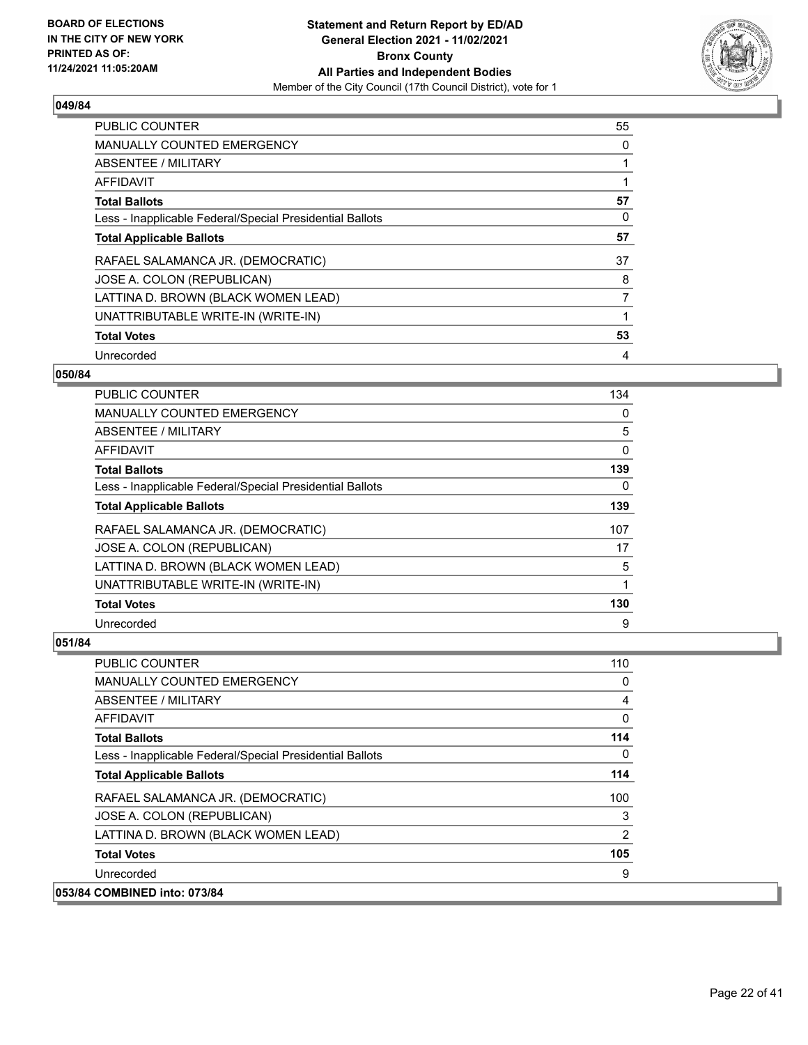**BOARD OF ELECTIONS IN THE CITY OF NEW YORK PRINTED AS OF: 11/24/2021 11:05:20AM**

**Statement and Return Report by ED/AD General Election 2021 - 11/02/2021 Bronx County All Parties and Independent Bodies**
Member of the City Council (17th Council District), vote for 1

**049/84**

| | |
|---|---|
| PUBLIC COUNTER | 55 |
| MANUALLY COUNTED EMERGENCY | 0 |
| ABSENTEE / MILITARY | 1 |
| AFFIDAVIT | 1 |
| **Total Ballots** | **57** |
| Less - Inapplicable Federal/Special Presidential Ballots | 0 |
| **Total Applicable Ballots** | **57** |
| RAFAEL SALAMANCA JR. (DEMOCRATIC) | 37 |
| JOSE A. COLON (REPUBLICAN) | 8 |
| LATTINA D. BROWN (BLACK WOMEN LEAD) | 7 |
| UNATTRIBUTABLE WRITE-IN (WRITE-IN) | 1 |
| **Total Votes** | **53** |
| Unrecorded | 4 |

**050/84**

| | |
|---|---|
| PUBLIC COUNTER | 134 |
| MANUALLY COUNTED EMERGENCY | 0 |
| ABSENTEE / MILITARY | 5 |
| AFFIDAVIT | 0 |
| **Total Ballots** | **139** |
| Less - Inapplicable Federal/Special Presidential Ballots | 0 |
| **Total Applicable Ballots** | **139** |
| RAFAEL SALAMANCA JR. (DEMOCRATIC) | 107 |
| JOSE A. COLON (REPUBLICAN) | 17 |
| LATTINA D. BROWN (BLACK WOMEN LEAD) | 5 |
| UNATTRIBUTABLE WRITE-IN (WRITE-IN) | 1 |
| **Total Votes** | **130** |
| Unrecorded | 9 |

**051/84**

| | |
|---|---|
| PUBLIC COUNTER | 110 |
| MANUALLY COUNTED EMERGENCY | 0 |
| ABSENTEE / MILITARY | 4 |
| AFFIDAVIT | 0 |
| **Total Ballots** | **114** |
| Less - Inapplicable Federal/Special Presidential Ballots | 0 |
| **Total Applicable Ballots** | **114** |
| RAFAEL SALAMANCA JR. (DEMOCRATIC) | 100 |
| JOSE A. COLON (REPUBLICAN) | 3 |
| LATTINA D. BROWN (BLACK WOMEN LEAD) | 2 |
| **Total Votes** | **105** |
| Unrecorded | 9 |

**053/84 COMBINED into: 073/84**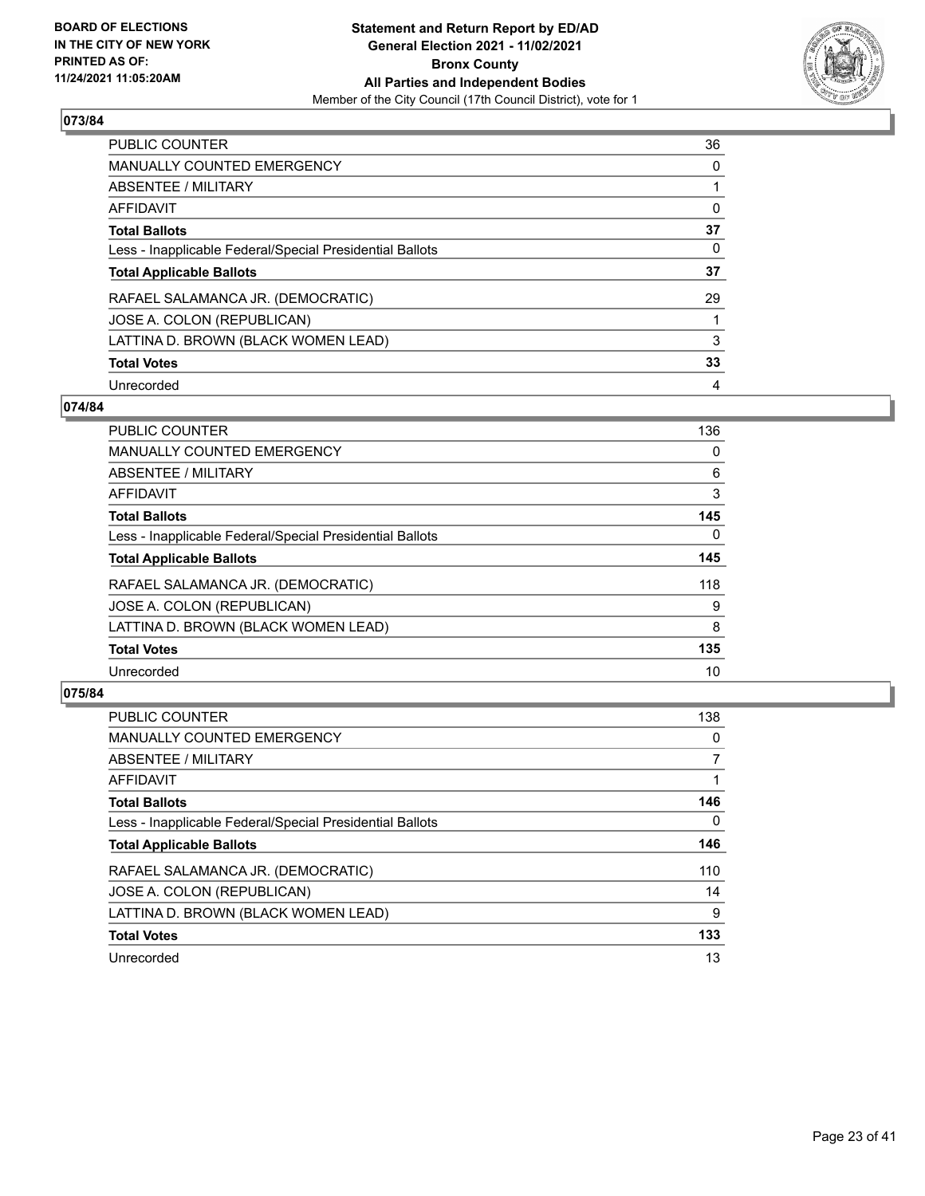**BOARD OF ELECTIONS IN THE CITY OF NEW YORK PRINTED AS OF: 11/24/2021 11:05:20AM**

**Statement and Return Report by ED/AD General Election 2021 - 11/02/2021 Bronx County All Parties and Independent Bodies**

Member of the City Council (17th Council District), vote for 1

**073/84**

| | |
|---|---|
| PUBLIC COUNTER | 36 |
| MANUALLY COUNTED EMERGENCY | 0 |
| ABSENTEE / MILITARY | 1 |
| AFFIDAVIT | 0 |
| **Total Ballots** | **37** |
| Less - Inapplicable Federal/Special Presidential Ballots | 0 |
| **Total Applicable Ballots** | **37** |
| RAFAEL SALAMANCA JR. (DEMOCRATIC) | 29 |
| JOSE A. COLON (REPUBLICAN) | 1 |
| LATTINA D. BROWN (BLACK WOMEN LEAD) | 3 |
| **Total Votes** | **33** |
| Unrecorded | 4 |

**074/84**

| | |
|---|---|
| PUBLIC COUNTER | 136 |
| MANUALLY COUNTED EMERGENCY | 0 |
| ABSENTEE / MILITARY | 6 |
| AFFIDAVIT | 3 |
| **Total Ballots** | **145** |
| Less - Inapplicable Federal/Special Presidential Ballots | 0 |
| **Total Applicable Ballots** | **145** |
| RAFAEL SALAMANCA JR. (DEMOCRATIC) | 118 |
| JOSE A. COLON (REPUBLICAN) | 9 |
| LATTINA D. BROWN (BLACK WOMEN LEAD) | 8 |
| **Total Votes** | **135** |
| Unrecorded | 10 |

**075/84**

| | |
|---|---|
| PUBLIC COUNTER | 138 |
| MANUALLY COUNTED EMERGENCY | 0 |
| ABSENTEE / MILITARY | 7 |
| AFFIDAVIT | 1 |
| **Total Ballots** | **146** |
| Less - Inapplicable Federal/Special Presidential Ballots | 0 |
| **Total Applicable Ballots** | **146** |
| RAFAEL SALAMANCA JR. (DEMOCRATIC) | 110 |
| JOSE A. COLON (REPUBLICAN) | 14 |
| LATTINA D. BROWN (BLACK WOMEN LEAD) | 9 |
| **Total Votes** | **133** |
| Unrecorded | 13 |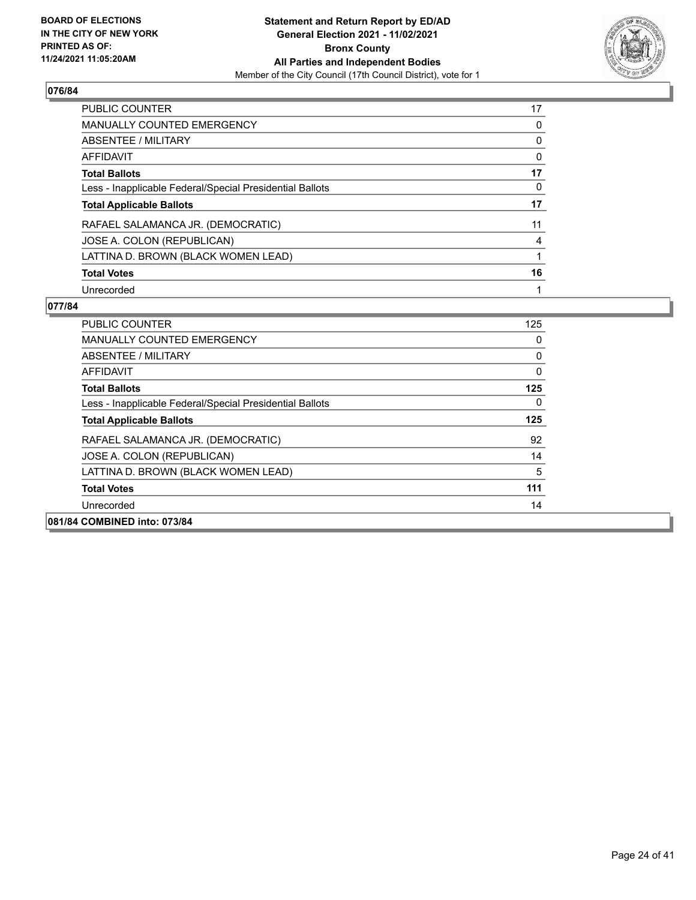### 076/84

| | |
|---|---|
| PUBLIC COUNTER | 17 |
| MANUALLY COUNTED EMERGENCY | 0 |
| ABSENTEE / MILITARY | 0 |
| AFFIDAVIT | 0 |
| **Total Ballots** | **17** |
| Less - Inapplicable Federal/Special Presidential Ballots | 0 |
| **Total Applicable Ballots** | **17** |
| RAFAEL SALAMANCA JR. (DEMOCRATIC) | 11 |
| JOSE A. COLON (REPUBLICAN) | 4 |
| LATTINA D. BROWN (BLACK WOMEN LEAD) | 1 |
| **Total Votes** | **16** |
| Unrecorded | 1 |

### 077/84

| | |
|---|---|
| PUBLIC COUNTER | 125 |
| MANUALLY COUNTED EMERGENCY | 0 |
| ABSENTEE / MILITARY | 0 |
| AFFIDAVIT | 0 |
| **Total Ballots** | **125** |
| Less - Inapplicable Federal/Special Presidential Ballots | 0 |
| **Total Applicable Ballots** | **125** |
| RAFAEL SALAMANCA JR. (DEMOCRATIC) | 92 |
| JOSE A. COLON (REPUBLICAN) | 14 |
| LATTINA D. BROWN (BLACK WOMEN LEAD) | 5 |
| **Total Votes** | **111** |
| Unrecorded | 14 |

### 081/84 COMBINED into: 073/84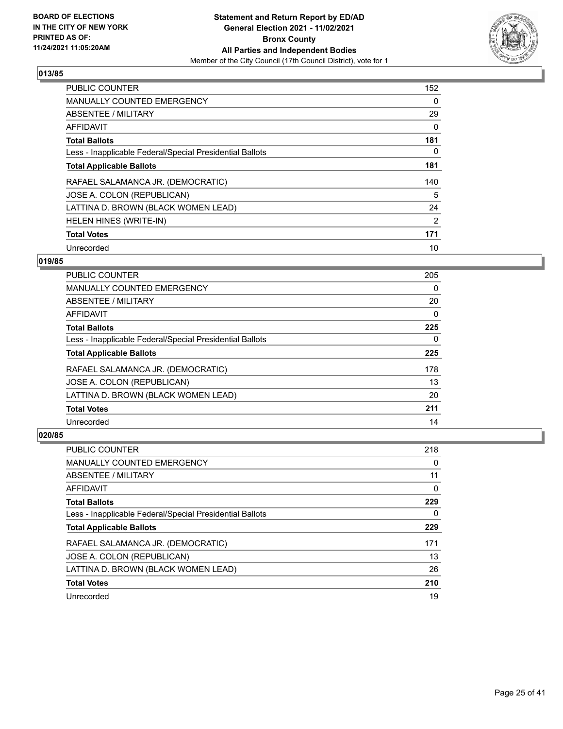**BOARD OF ELECTIONS IN THE CITY OF NEW YORK PRINTED AS OF: 11/24/2021 11:05:20AM**

**Statement and Return Report by ED/AD General Election 2021 - 11/02/2021 Bronx County All Parties and Independent Bodies**

Member of the City Council (17th Council District), vote for 1

## 013/85

| | |
|---|---|
| PUBLIC COUNTER | 152 |
| MANUALLY COUNTED EMERGENCY | 0 |
| ABSENTEE / MILITARY | 29 |
| AFFIDAVIT | 0 |
| **Total Ballots** | **181** |
| Less - Inapplicable Federal/Special Presidential Ballots | 0 |
| **Total Applicable Ballots** | **181** |
| RAFAEL SALAMANCA JR. (DEMOCRATIC) | 140 |
| JOSE A. COLON (REPUBLICAN) | 5 |
| LATTINA D. BROWN (BLACK WOMEN LEAD) | 24 |
| HELEN HINES (WRITE-IN) | 2 |
| **Total Votes** | **171** |
| Unrecorded | 10 |

## 019/85

| | |
|---|---|
| PUBLIC COUNTER | 205 |
| MANUALLY COUNTED EMERGENCY | 0 |
| ABSENTEE / MILITARY | 20 |
| AFFIDAVIT | 0 |
| **Total Ballots** | **225** |
| Less - Inapplicable Federal/Special Presidential Ballots | 0 |
| **Total Applicable Ballots** | **225** |
| RAFAEL SALAMANCA JR. (DEMOCRATIC) | 178 |
| JOSE A. COLON (REPUBLICAN) | 13 |
| LATTINA D. BROWN (BLACK WOMEN LEAD) | 20 |
| **Total Votes** | **211** |
| Unrecorded | 14 |

## 020/85

| | |
|---|---|
| PUBLIC COUNTER | 218 |
| MANUALLY COUNTED EMERGENCY | 0 |
| ABSENTEE / MILITARY | 11 |
| AFFIDAVIT | 0 |
| **Total Ballots** | **229** |
| Less - Inapplicable Federal/Special Presidential Ballots | 0 |
| **Total Applicable Ballots** | **229** |
| RAFAEL SALAMANCA JR. (DEMOCRATIC) | 171 |
| JOSE A. COLON (REPUBLICAN) | 13 |
| LATTINA D. BROWN (BLACK WOMEN LEAD) | 26 |
| **Total Votes** | **210** |
| Unrecorded | 19 |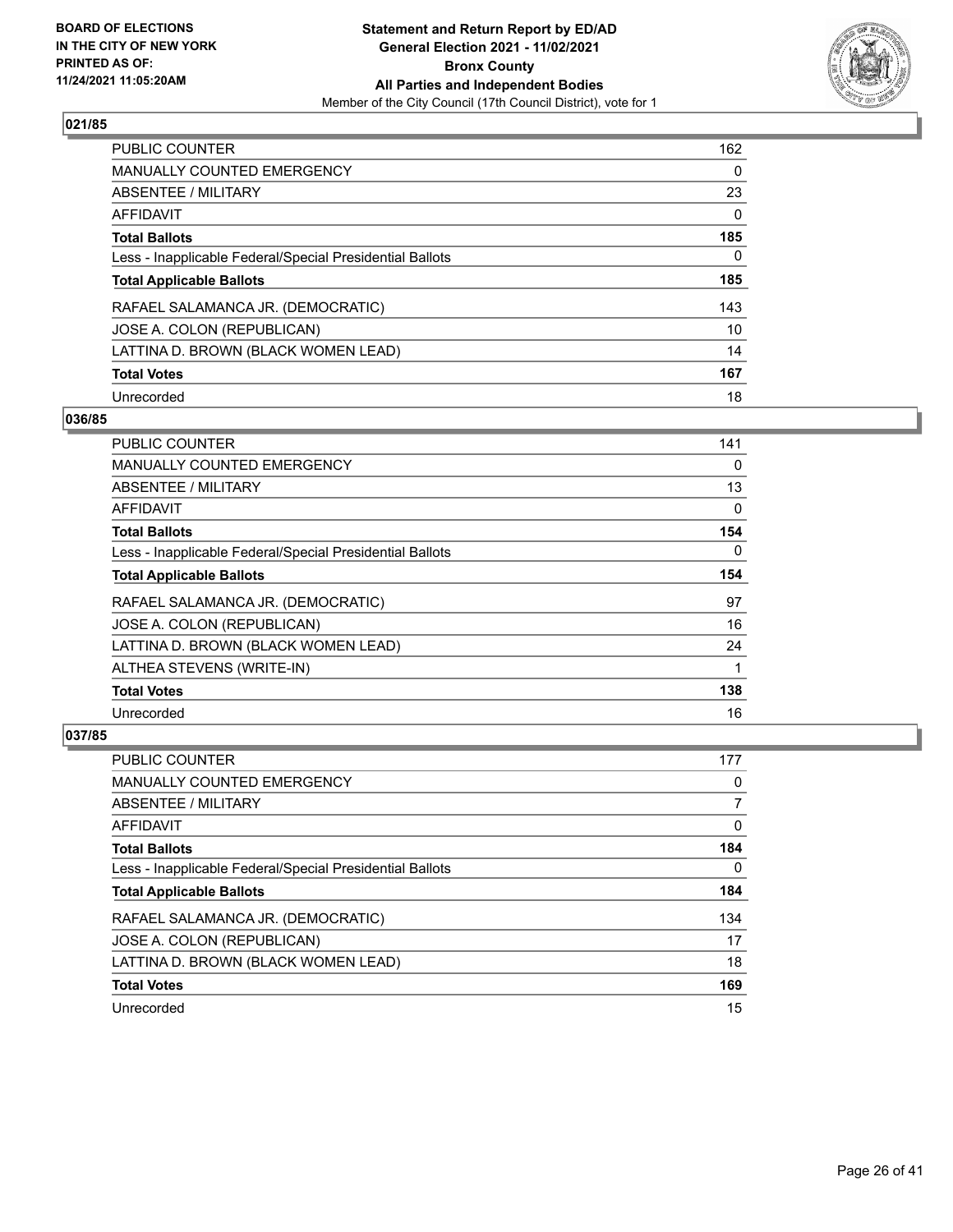**Statement and Return Report by ED/AD**
**General Election 2021 - 11/02/2021**
**Bronx County**
**All Parties and Independent Bodies**
Member of the City Council (17th Council District), vote for 1

BOARD OF ELECTIONS IN THE CITY OF NEW YORK PRINTED AS OF: 11/24/2021 11:05:20AM

## 021/85

| | |
|---|---|
| PUBLIC COUNTER | 162 |
| MANUALLY COUNTED EMERGENCY | 0 |
| ABSENTEE / MILITARY | 23 |
| AFFIDAVIT | 0 |
| **Total Ballots** | **185** |
| Less - Inapplicable Federal/Special Presidential Ballots | 0 |
| **Total Applicable Ballots** | **185** |
| RAFAEL SALAMANCA JR. (DEMOCRATIC) | 143 |
| JOSE A. COLON (REPUBLICAN) | 10 |
| LATTINA D. BROWN (BLACK WOMEN LEAD) | 14 |
| **Total Votes** | **167** |
| Unrecorded | 18 |

## 036/85

| | |
|---|---|
| PUBLIC COUNTER | 141 |
| MANUALLY COUNTED EMERGENCY | 0 |
| ABSENTEE / MILITARY | 13 |
| AFFIDAVIT | 0 |
| **Total Ballots** | **154** |
| Less - Inapplicable Federal/Special Presidential Ballots | 0 |
| **Total Applicable Ballots** | **154** |
| RAFAEL SALAMANCA JR. (DEMOCRATIC) | 97 |
| JOSE A. COLON (REPUBLICAN) | 16 |
| LATTINA D. BROWN (BLACK WOMEN LEAD) | 24 |
| ALTHEA STEVENS (WRITE-IN) | 1 |
| **Total Votes** | **138** |
| Unrecorded | 16 |

## 037/85

| | |
|---|---|
| PUBLIC COUNTER | 177 |
| MANUALLY COUNTED EMERGENCY | 0 |
| ABSENTEE / MILITARY | 7 |
| AFFIDAVIT | 0 |
| **Total Ballots** | **184** |
| Less - Inapplicable Federal/Special Presidential Ballots | 0 |
| **Total Applicable Ballots** | **184** |
| RAFAEL SALAMANCA JR. (DEMOCRATIC) | 134 |
| JOSE A. COLON (REPUBLICAN) | 17 |
| LATTINA D. BROWN (BLACK WOMEN LEAD) | 18 |
| **Total Votes** | **169** |
| Unrecorded | 15 |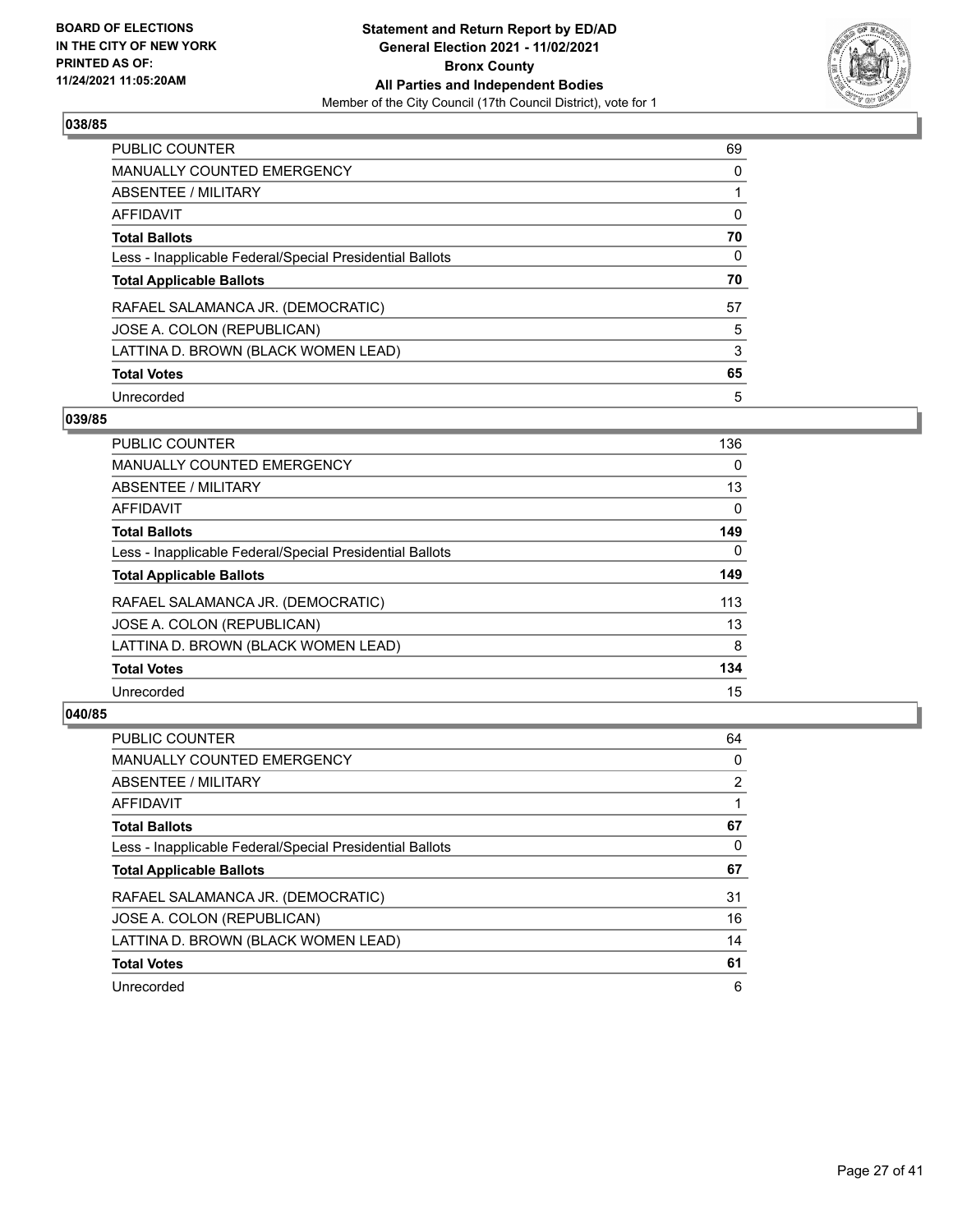## 038/85

| | |
|---|---|
| PUBLIC COUNTER | 69 |
| MANUALLY COUNTED EMERGENCY | 0 |
| ABSENTEE / MILITARY | 1 |
| AFFIDAVIT | 0 |
| **Total Ballots** | **70** |
| Less - Inapplicable Federal/Special Presidential Ballots | 0 |
| **Total Applicable Ballots** | **70** |
| RAFAEL SALAMANCA JR. (DEMOCRATIC) | 57 |
| JOSE A. COLON (REPUBLICAN) | 5 |
| LATTINA D. BROWN (BLACK WOMEN LEAD) | 3 |
| **Total Votes** | **65** |
| Unrecorded | 5 |

## 039/85

| | |
|---|---|
| PUBLIC COUNTER | 136 |
| MANUALLY COUNTED EMERGENCY | 0 |
| ABSENTEE / MILITARY | 13 |
| AFFIDAVIT | 0 |
| **Total Ballots** | **149** |
| Less - Inapplicable Federal/Special Presidential Ballots | 0 |
| **Total Applicable Ballots** | **149** |
| RAFAEL SALAMANCA JR. (DEMOCRATIC) | 113 |
| JOSE A. COLON (REPUBLICAN) | 13 |
| LATTINA D. BROWN (BLACK WOMEN LEAD) | 8 |
| **Total Votes** | **134** |
| Unrecorded | 15 |

## 040/85

| | |
|---|---|
| PUBLIC COUNTER | 64 |
| MANUALLY COUNTED EMERGENCY | 0 |
| ABSENTEE / MILITARY | 2 |
| AFFIDAVIT | 1 |
| **Total Ballots** | **67** |
| Less - Inapplicable Federal/Special Presidential Ballots | 0 |
| **Total Applicable Ballots** | **67** |
| RAFAEL SALAMANCA JR. (DEMOCRATIC) | 31 |
| JOSE A. COLON (REPUBLICAN) | 16 |
| LATTINA D. BROWN (BLACK WOMEN LEAD) | 14 |
| **Total Votes** | **61** |
| Unrecorded | 6 |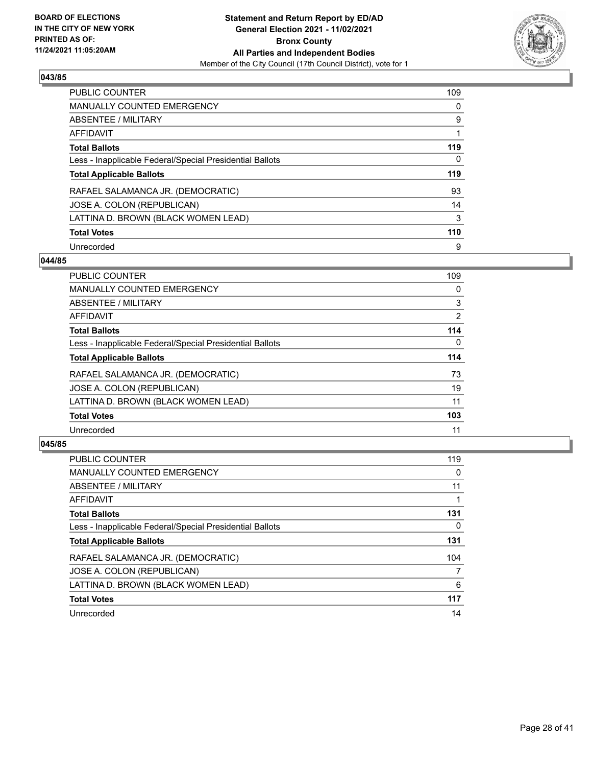**BOARD OF ELECTIONS IN THE CITY OF NEW YORK PRINTED AS OF: 11/24/2021 11:05:20AM**

**Statement and Return Report by ED/AD General Election 2021 - 11/02/2021 Bronx County All Parties and Independent Bodies**

Member of the City Council (17th Council District), vote for 1

### 043/85

| | |
|---|---|
| PUBLIC COUNTER | 109 |
| MANUALLY COUNTED EMERGENCY | 0 |
| ABSENTEE / MILITARY | 9 |
| AFFIDAVIT | 1 |
| **Total Ballots** | **119** |
| Less - Inapplicable Federal/Special Presidential Ballots | 0 |
| **Total Applicable Ballots** | **119** |
| RAFAEL SALAMANCA JR. (DEMOCRATIC) | 93 |
| JOSE A. COLON (REPUBLICAN) | 14 |
| LATTINA D. BROWN (BLACK WOMEN LEAD) | 3 |
| **Total Votes** | **110** |
| Unrecorded | 9 |

### 044/85

| | |
|---|---|
| PUBLIC COUNTER | 109 |
| MANUALLY COUNTED EMERGENCY | 0 |
| ABSENTEE / MILITARY | 3 |
| AFFIDAVIT | 2 |
| **Total Ballots** | **114** |
| Less - Inapplicable Federal/Special Presidential Ballots | 0 |
| **Total Applicable Ballots** | **114** |
| RAFAEL SALAMANCA JR. (DEMOCRATIC) | 73 |
| JOSE A. COLON (REPUBLICAN) | 19 |
| LATTINA D. BROWN (BLACK WOMEN LEAD) | 11 |
| **Total Votes** | **103** |
| Unrecorded | 11 |

### 045/85

| | |
|---|---|
| PUBLIC COUNTER | 119 |
| MANUALLY COUNTED EMERGENCY | 0 |
| ABSENTEE / MILITARY | 11 |
| AFFIDAVIT | 1 |
| **Total Ballots** | **131** |
| Less - Inapplicable Federal/Special Presidential Ballots | 0 |
| **Total Applicable Ballots** | **131** |
| RAFAEL SALAMANCA JR. (DEMOCRATIC) | 104 |
| JOSE A. COLON (REPUBLICAN) | 7 |
| LATTINA D. BROWN (BLACK WOMEN LEAD) | 6 |
| **Total Votes** | **117** |
| Unrecorded | 14 |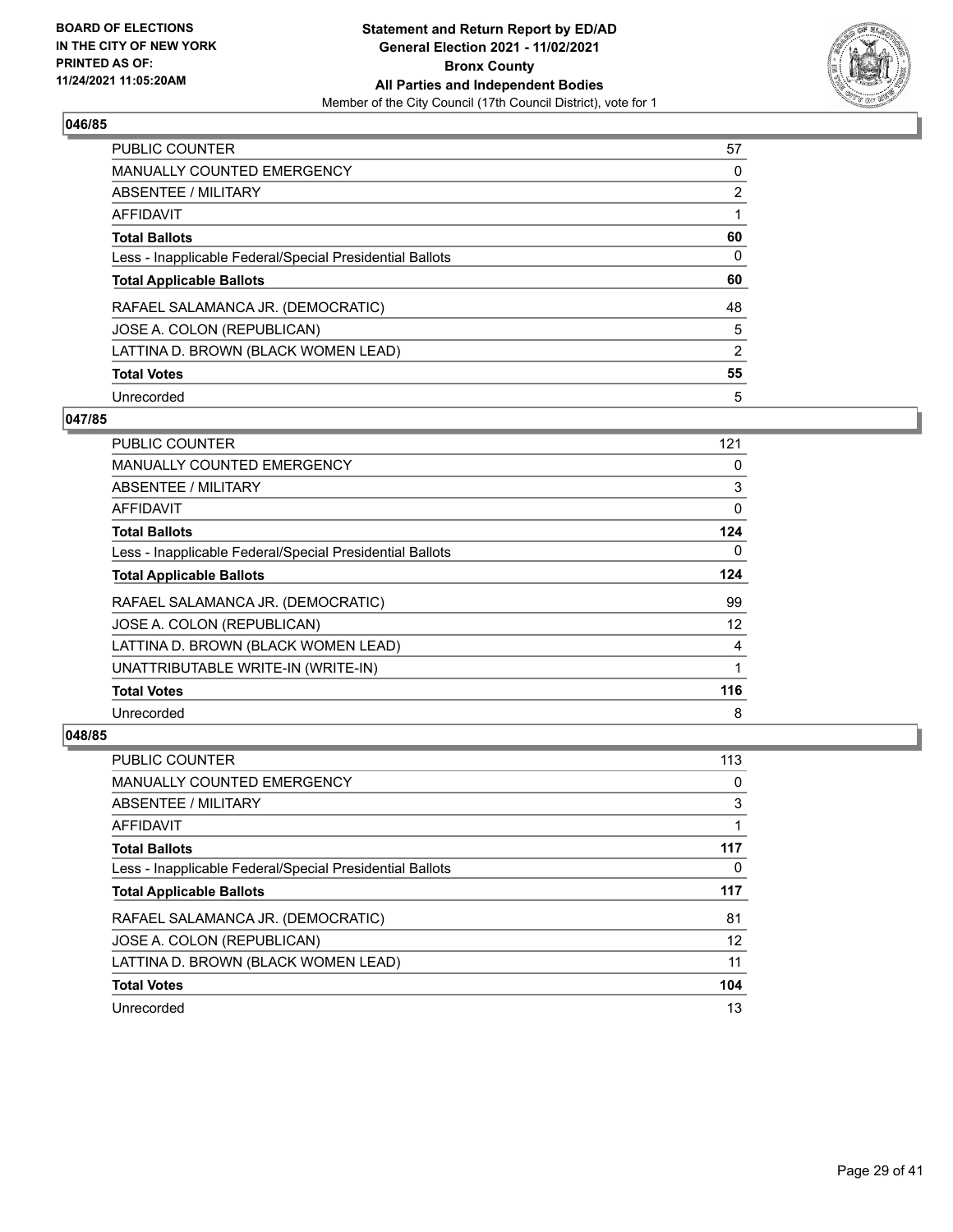**BOARD OF ELECTIONS IN THE CITY OF NEW YORK PRINTED AS OF: 11/24/2021 11:05:20AM**

**Statement and Return Report by ED/AD General Election 2021 - 11/02/2021 Bronx County All Parties and Independent Bodies**
Member of the City Council (17th Council District), vote for 1

## 046/85

| | |
|---|---|
| PUBLIC COUNTER | 57 |
| MANUALLY COUNTED EMERGENCY | 0 |
| ABSENTEE / MILITARY | 2 |
| AFFIDAVIT | 1 |
| **Total Ballots** | **60** |
| Less - Inapplicable Federal/Special Presidential Ballots | 0 |
| **Total Applicable Ballots** | **60** |
| RAFAEL SALAMANCA JR. (DEMOCRATIC) | 48 |
| JOSE A. COLON (REPUBLICAN) | 5 |
| LATTINA D. BROWN (BLACK WOMEN LEAD) | 2 |
| **Total Votes** | **55** |
| Unrecorded | 5 |

## 047/85

| | |
|---|---|
| PUBLIC COUNTER | 121 |
| MANUALLY COUNTED EMERGENCY | 0 |
| ABSENTEE / MILITARY | 3 |
| AFFIDAVIT | 0 |
| **Total Ballots** | **124** |
| Less - Inapplicable Federal/Special Presidential Ballots | 0 |
| **Total Applicable Ballots** | **124** |
| RAFAEL SALAMANCA JR. (DEMOCRATIC) | 99 |
| JOSE A. COLON (REPUBLICAN) | 12 |
| LATTINA D. BROWN (BLACK WOMEN LEAD) | 4 |
| UNATTRIBUTABLE WRITE-IN (WRITE-IN) | 1 |
| **Total Votes** | **116** |
| Unrecorded | 8 |

## 048/85

| | |
|---|---|
| PUBLIC COUNTER | 113 |
| MANUALLY COUNTED EMERGENCY | 0 |
| ABSENTEE / MILITARY | 3 |
| AFFIDAVIT | 1 |
| **Total Ballots** | **117** |
| Less - Inapplicable Federal/Special Presidential Ballots | 0 |
| **Total Applicable Ballots** | **117** |
| RAFAEL SALAMANCA JR. (DEMOCRATIC) | 81 |
| JOSE A. COLON (REPUBLICAN) | 12 |
| LATTINA D. BROWN (BLACK WOMEN LEAD) | 11 |
| **Total Votes** | **104** |
| Unrecorded | 13 |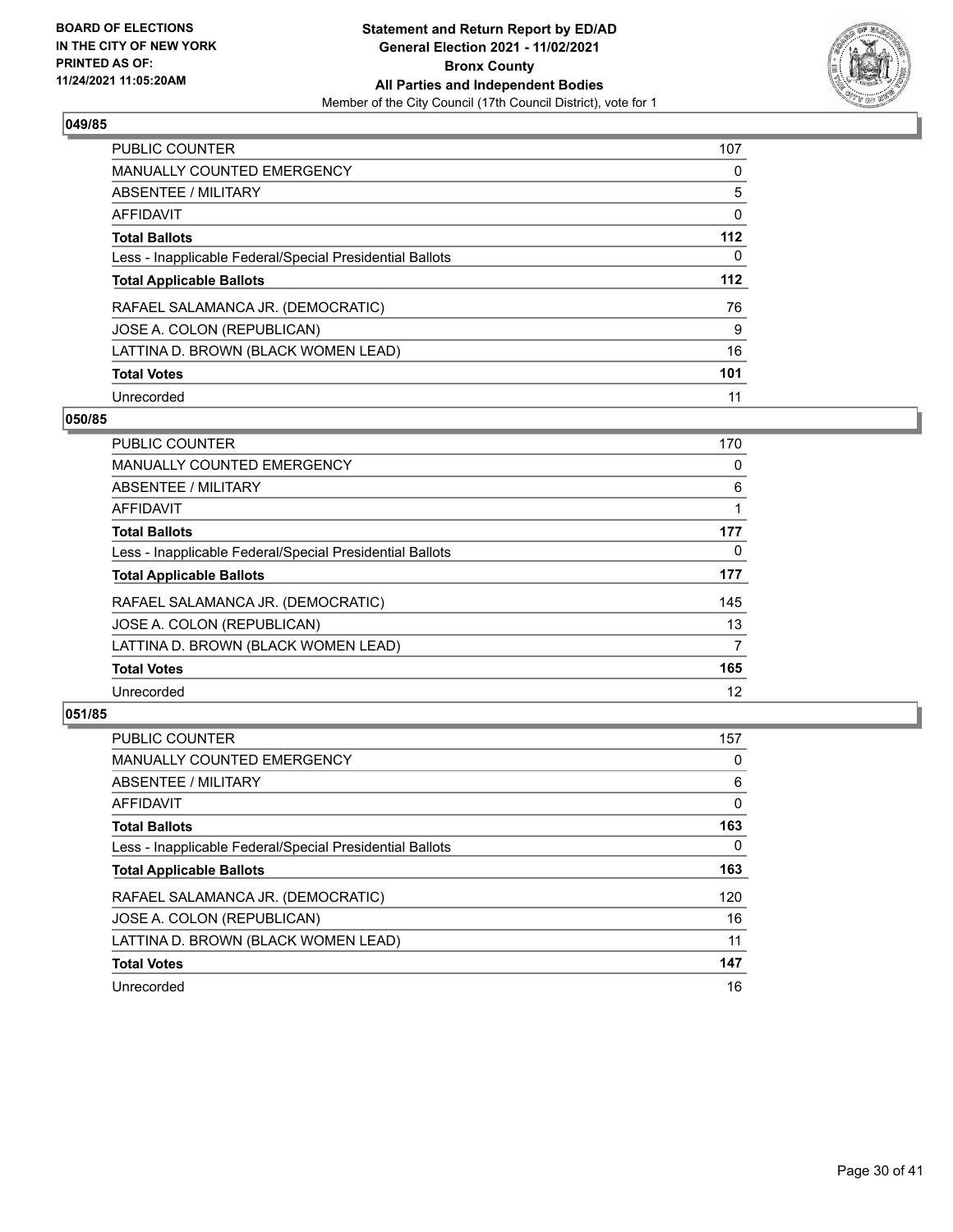BOARD OF ELECTIONS
IN THE CITY OF NEW YORK
PRINTED AS OF:
11/24/2021 11:05:20AM

**Statement and Return Report by ED/AD**
**General Election 2021 - 11/02/2021**
**Bronx County**
**All Parties and Independent Bodies**
Member of the City Council (17th Council District), vote for 1

### 049/85

| | |
|---|---|
| PUBLIC COUNTER | 107 |
| MANUALLY COUNTED EMERGENCY | 0 |
| ABSENTEE / MILITARY | 5 |
| AFFIDAVIT | 0 |
| **Total Ballots** | **112** |
| Less - Inapplicable Federal/Special Presidential Ballots | 0 |
| **Total Applicable Ballots** | **112** |
| RAFAEL SALAMANCA JR. (DEMOCRATIC) | 76 |
| JOSE A. COLON (REPUBLICAN) | 9 |
| LATTINA D. BROWN (BLACK WOMEN LEAD) | 16 |
| **Total Votes** | **101** |
| Unrecorded | 11 |

### 050/85

| | |
|---|---|
| PUBLIC COUNTER | 170 |
| MANUALLY COUNTED EMERGENCY | 0 |
| ABSENTEE / MILITARY | 6 |
| AFFIDAVIT | 1 |
| **Total Ballots** | **177** |
| Less - Inapplicable Federal/Special Presidential Ballots | 0 |
| **Total Applicable Ballots** | **177** |
| RAFAEL SALAMANCA JR. (DEMOCRATIC) | 145 |
| JOSE A. COLON (REPUBLICAN) | 13 |
| LATTINA D. BROWN (BLACK WOMEN LEAD) | 7 |
| **Total Votes** | **165** |
| Unrecorded | 12 |

### 051/85

| | |
|---|---|
| PUBLIC COUNTER | 157 |
| MANUALLY COUNTED EMERGENCY | 0 |
| ABSENTEE / MILITARY | 6 |
| AFFIDAVIT | 0 |
| **Total Ballots** | **163** |
| Less - Inapplicable Federal/Special Presidential Ballots | 0 |
| **Total Applicable Ballots** | **163** |
| RAFAEL SALAMANCA JR. (DEMOCRATIC) | 120 |
| JOSE A. COLON (REPUBLICAN) | 16 |
| LATTINA D. BROWN (BLACK WOMEN LEAD) | 11 |
| **Total Votes** | **147** |
| Unrecorded | 16 |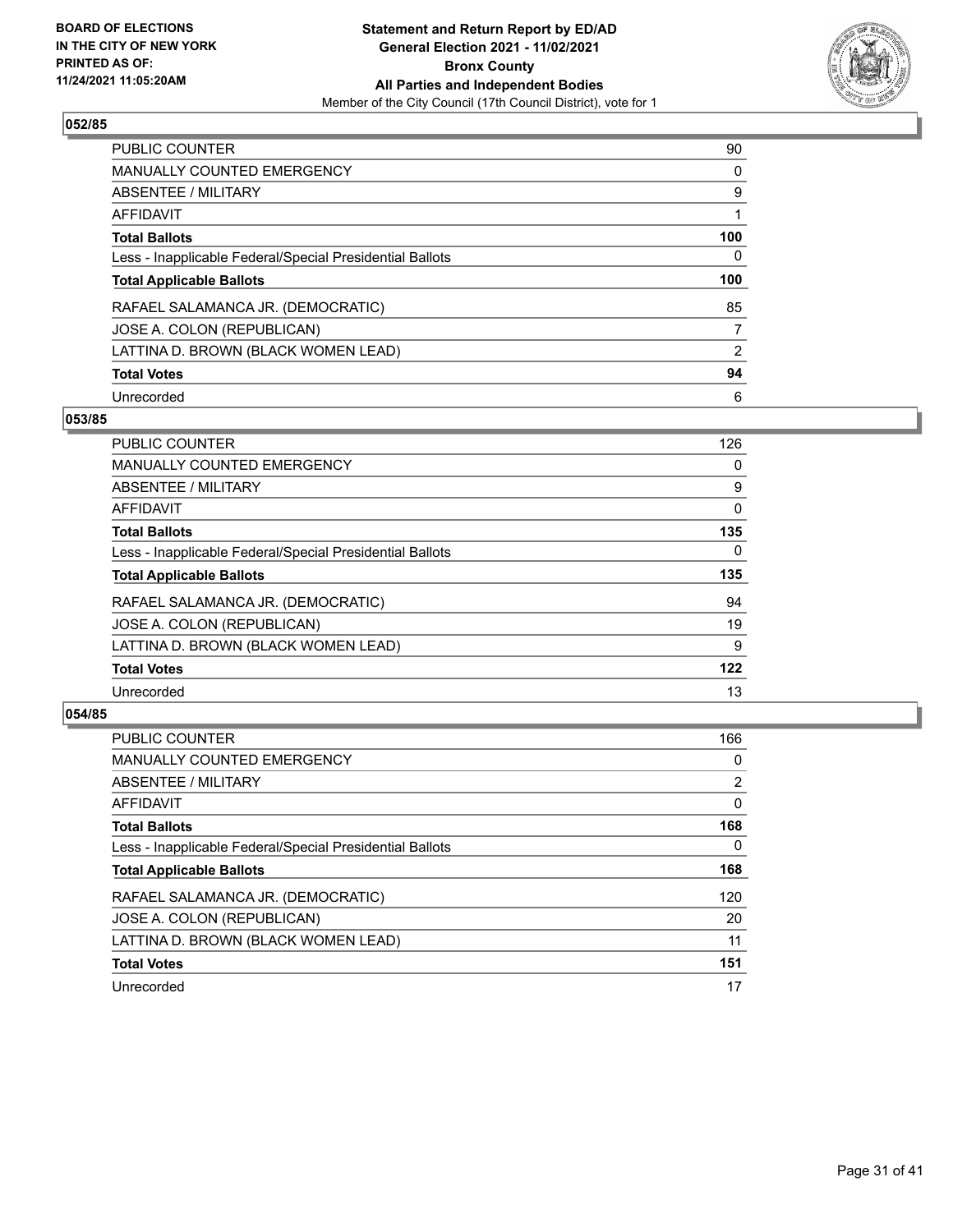**BOARD OF ELECTIONS IN THE CITY OF NEW YORK PRINTED AS OF: 11/24/2021 11:05:20AM**

**Statement and Return Report by ED/AD General Election 2021 - 11/02/2021 Bronx County All Parties and Independent Bodies**

Member of the City Council (17th Council District), vote for 1

## 052/85

| | |
|---|---|
| PUBLIC COUNTER | 90 |
| MANUALLY COUNTED EMERGENCY | 0 |
| ABSENTEE / MILITARY | 9 |
| AFFIDAVIT | 1 |
| **Total Ballots** | **100** |
| Less - Inapplicable Federal/Special Presidential Ballots | 0 |
| **Total Applicable Ballots** | **100** |
| RAFAEL SALAMANCA JR. (DEMOCRATIC) | 85 |
| JOSE A. COLON (REPUBLICAN) | 7 |
| LATTINA D. BROWN (BLACK WOMEN LEAD) | 2 |
| **Total Votes** | **94** |
| Unrecorded | 6 |

## 053/85

| | |
|---|---|
| PUBLIC COUNTER | 126 |
| MANUALLY COUNTED EMERGENCY | 0 |
| ABSENTEE / MILITARY | 9 |
| AFFIDAVIT | 0 |
| **Total Ballots** | **135** |
| Less - Inapplicable Federal/Special Presidential Ballots | 0 |
| **Total Applicable Ballots** | **135** |
| RAFAEL SALAMANCA JR. (DEMOCRATIC) | 94 |
| JOSE A. COLON (REPUBLICAN) | 19 |
| LATTINA D. BROWN (BLACK WOMEN LEAD) | 9 |
| **Total Votes** | **122** |
| Unrecorded | 13 |

## 054/85

| | |
|---|---|
| PUBLIC COUNTER | 166 |
| MANUALLY COUNTED EMERGENCY | 0 |
| ABSENTEE / MILITARY | 2 |
| AFFIDAVIT | 0 |
| **Total Ballots** | **168** |
| Less - Inapplicable Federal/Special Presidential Ballots | 0 |
| **Total Applicable Ballots** | **168** |
| RAFAEL SALAMANCA JR. (DEMOCRATIC) | 120 |
| JOSE A. COLON (REPUBLICAN) | 20 |
| LATTINA D. BROWN (BLACK WOMEN LEAD) | 11 |
| **Total Votes** | **151** |
| Unrecorded | 17 |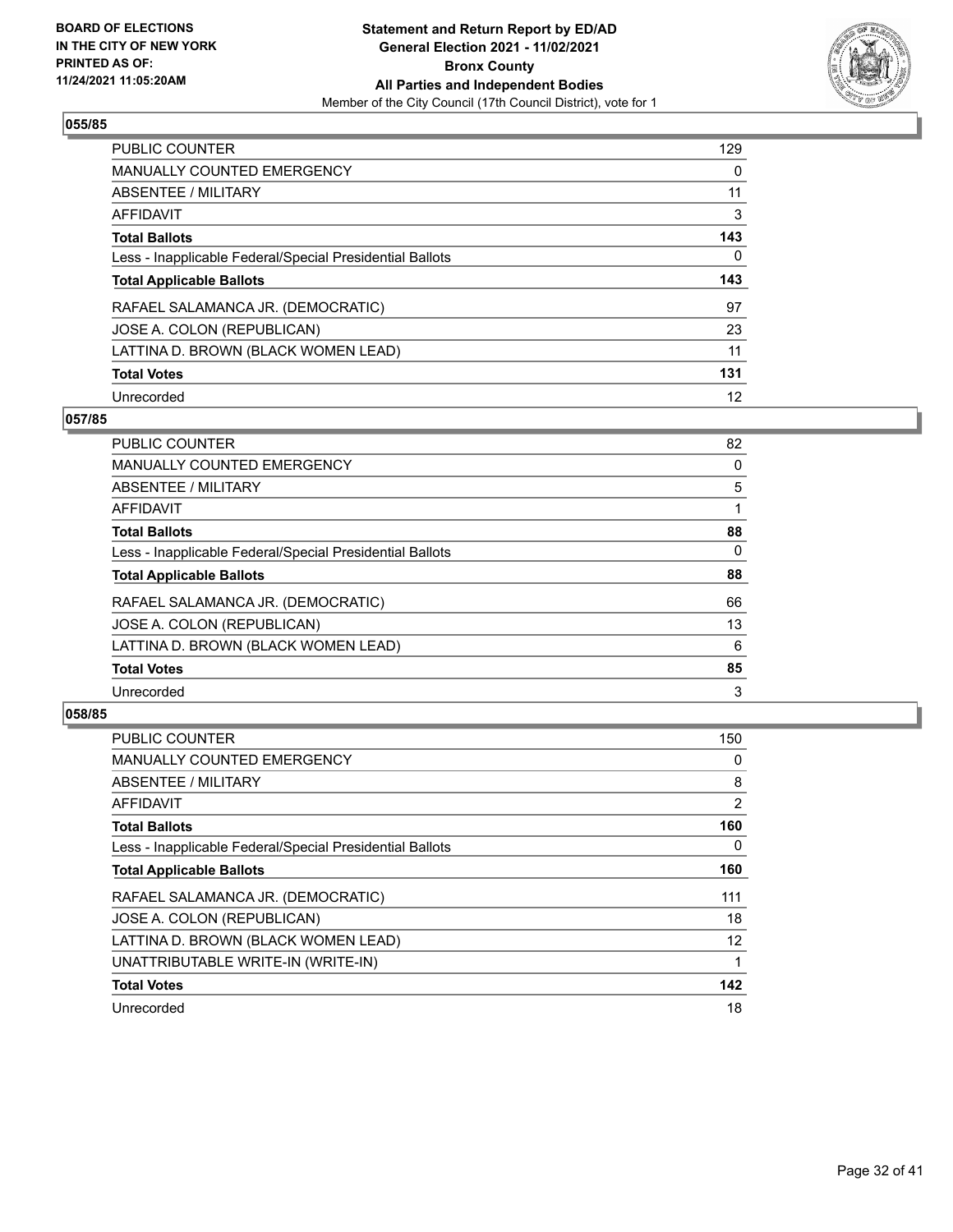**Statement and Return Report by ED/AD**
**General Election 2021 - 11/02/2021**
**Bronx County**
**All Parties and Independent Bodies**
Member of the City Council (17th Council District), vote for 1

BOARD OF ELECTIONS IN THE CITY OF NEW YORK PRINTED AS OF: 11/24/2021 11:05:20AM

## 055/85

| | |
|---|---|
| PUBLIC COUNTER | 129 |
| MANUALLY COUNTED EMERGENCY | 0 |
| ABSENTEE / MILITARY | 11 |
| AFFIDAVIT | 3 |
| **Total Ballots** | **143** |
| Less - Inapplicable Federal/Special Presidential Ballots | 0 |
| **Total Applicable Ballots** | **143** |
| RAFAEL SALAMANCA JR. (DEMOCRATIC) | 97 |
| JOSE A. COLON (REPUBLICAN) | 23 |
| LATTINA D. BROWN (BLACK WOMEN LEAD) | 11 |
| **Total Votes** | **131** |
| Unrecorded | 12 |

## 057/85

| | |
|---|---|
| PUBLIC COUNTER | 82 |
| MANUALLY COUNTED EMERGENCY | 0 |
| ABSENTEE / MILITARY | 5 |
| AFFIDAVIT | 1 |
| **Total Ballots** | **88** |
| Less - Inapplicable Federal/Special Presidential Ballots | 0 |
| **Total Applicable Ballots** | **88** |
| RAFAEL SALAMANCA JR. (DEMOCRATIC) | 66 |
| JOSE A. COLON (REPUBLICAN) | 13 |
| LATTINA D. BROWN (BLACK WOMEN LEAD) | 6 |
| **Total Votes** | **85** |
| Unrecorded | 3 |

## 058/85

| | |
|---|---|
| PUBLIC COUNTER | 150 |
| MANUALLY COUNTED EMERGENCY | 0 |
| ABSENTEE / MILITARY | 8 |
| AFFIDAVIT | 2 |
| **Total Ballots** | **160** |
| Less - Inapplicable Federal/Special Presidential Ballots | 0 |
| **Total Applicable Ballots** | **160** |
| RAFAEL SALAMANCA JR. (DEMOCRATIC) | 111 |
| JOSE A. COLON (REPUBLICAN) | 18 |
| LATTINA D. BROWN (BLACK WOMEN LEAD) | 12 |
| UNATTRIBUTABLE WRITE-IN (WRITE-IN) | 1 |
| **Total Votes** | **142** |
| Unrecorded | 18 |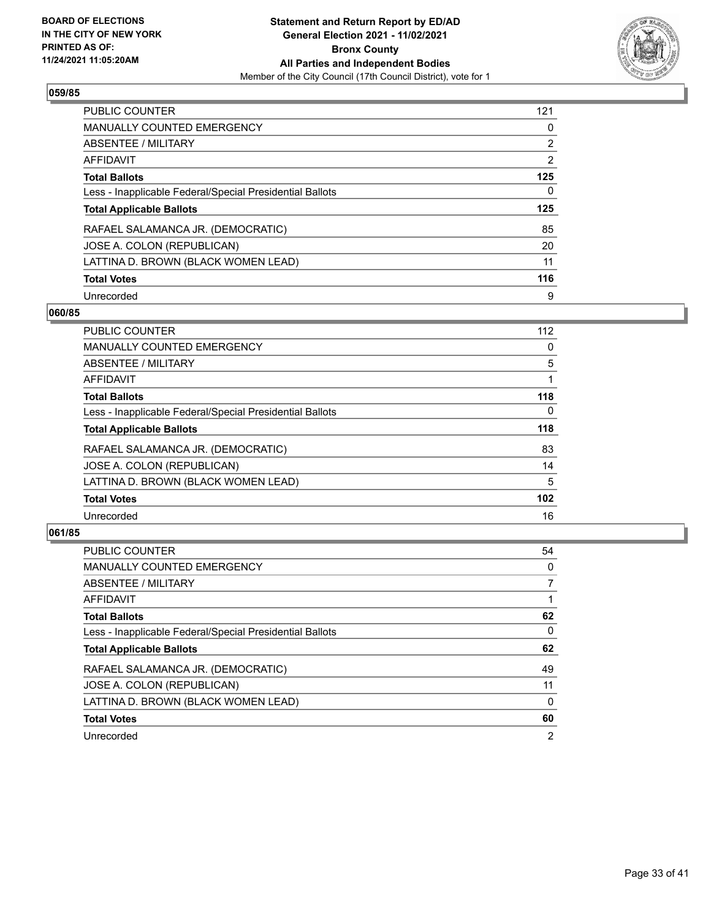**BOARD OF ELECTIONS IN THE CITY OF NEW YORK PRINTED AS OF: 11/24/2021 11:05:20AM**

**Statement and Return Report by ED/AD General Election 2021 - 11/02/2021 Bronx County All Parties and Independent Bodies**

Member of the City Council (17th Council District), vote for 1

## 059/85

| | |
|---|---|
| PUBLIC COUNTER | 121 |
| MANUALLY COUNTED EMERGENCY | 0 |
| ABSENTEE / MILITARY | 2 |
| AFFIDAVIT | 2 |
| **Total Ballots** | **125** |
| Less - Inapplicable Federal/Special Presidential Ballots | 0 |
| **Total Applicable Ballots** | **125** |
| RAFAEL SALAMANCA JR. (DEMOCRATIC) | 85 |
| JOSE A. COLON (REPUBLICAN) | 20 |
| LATTINA D. BROWN (BLACK WOMEN LEAD) | 11 |
| **Total Votes** | **116** |
| Unrecorded | 9 |

## 060/85

| | |
|---|---|
| PUBLIC COUNTER | 112 |
| MANUALLY COUNTED EMERGENCY | 0 |
| ABSENTEE / MILITARY | 5 |
| AFFIDAVIT | 1 |
| **Total Ballots** | **118** |
| Less - Inapplicable Federal/Special Presidential Ballots | 0 |
| **Total Applicable Ballots** | **118** |
| RAFAEL SALAMANCA JR. (DEMOCRATIC) | 83 |
| JOSE A. COLON (REPUBLICAN) | 14 |
| LATTINA D. BROWN (BLACK WOMEN LEAD) | 5 |
| **Total Votes** | **102** |
| Unrecorded | 16 |

## 061/85

| | |
|---|---|
| PUBLIC COUNTER | 54 |
| MANUALLY COUNTED EMERGENCY | 0 |
| ABSENTEE / MILITARY | 7 |
| AFFIDAVIT | 1 |
| **Total Ballots** | **62** |
| Less - Inapplicable Federal/Special Presidential Ballots | 0 |
| **Total Applicable Ballots** | **62** |
| RAFAEL SALAMANCA JR. (DEMOCRATIC) | 49 |
| JOSE A. COLON (REPUBLICAN) | 11 |
| LATTINA D. BROWN (BLACK WOMEN LEAD) | 0 |
| **Total Votes** | **60** |
| Unrecorded | 2 |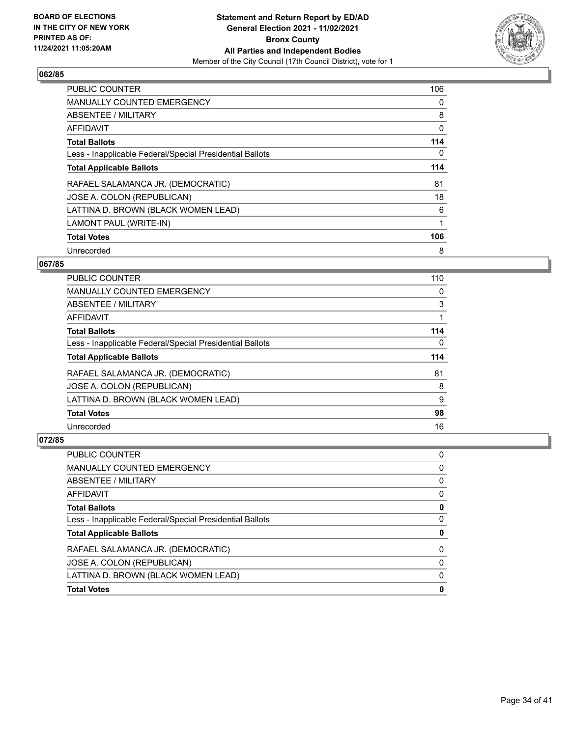## 062/85

| | |
|---|---|
| PUBLIC COUNTER | 106 |
| MANUALLY COUNTED EMERGENCY | 0 |
| ABSENTEE / MILITARY | 8 |
| AFFIDAVIT | 0 |
| **Total Ballots** | **114** |
| Less - Inapplicable Federal/Special Presidential Ballots | 0 |
| **Total Applicable Ballots** | **114** |
| RAFAEL SALAMANCA JR. (DEMOCRATIC) | 81 |
| JOSE A. COLON (REPUBLICAN) | 18 |
| LATTINA D. BROWN (BLACK WOMEN LEAD) | 6 |
| LAMONT PAUL (WRITE-IN) | 1 |
| **Total Votes** | **106** |
| Unrecorded | 8 |

## 067/85

| | |
|---|---|
| PUBLIC COUNTER | 110 |
| MANUALLY COUNTED EMERGENCY | 0 |
| ABSENTEE / MILITARY | 3 |
| AFFIDAVIT | 1 |
| **Total Ballots** | **114** |
| Less - Inapplicable Federal/Special Presidential Ballots | 0 |
| **Total Applicable Ballots** | **114** |
| RAFAEL SALAMANCA JR. (DEMOCRATIC) | 81 |
| JOSE A. COLON (REPUBLICAN) | 8 |
| LATTINA D. BROWN (BLACK WOMEN LEAD) | 9 |
| **Total Votes** | **98** |
| Unrecorded | 16 |

## 072/85

| | |
|---|---|
| PUBLIC COUNTER | 0 |
| MANUALLY COUNTED EMERGENCY | 0 |
| ABSENTEE / MILITARY | 0 |
| AFFIDAVIT | 0 |
| **Total Ballots** | **0** |
| Less - Inapplicable Federal/Special Presidential Ballots | 0 |
| **Total Applicable Ballots** | **0** |
| RAFAEL SALAMANCA JR. (DEMOCRATIC) | 0 |
| JOSE A. COLON (REPUBLICAN) | 0 |
| LATTINA D. BROWN (BLACK WOMEN LEAD) | 0 |
| **Total Votes** | **0** |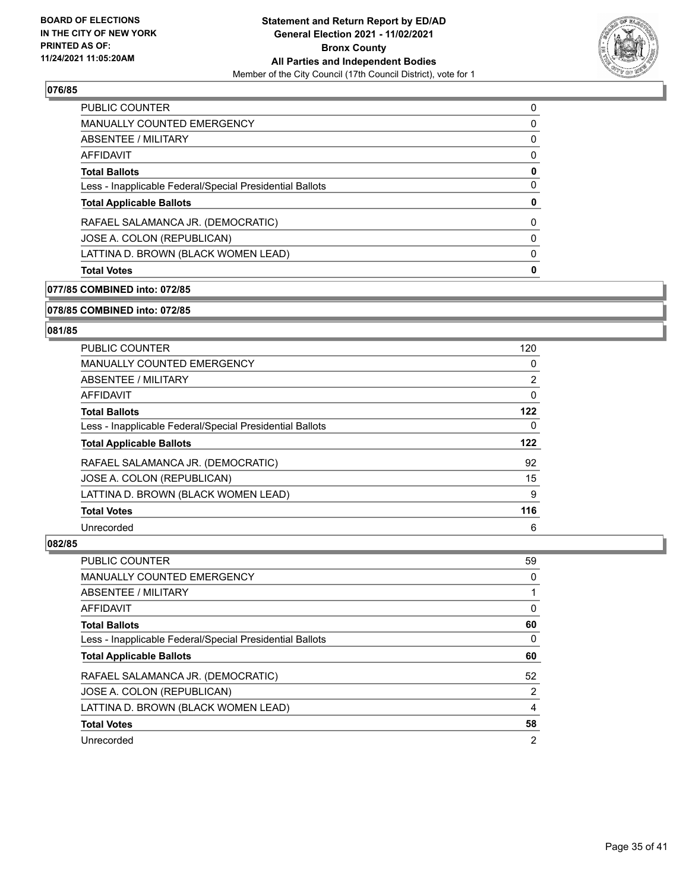### 076/85

| | |
|---|---|
| PUBLIC COUNTER | 0 |
| MANUALLY COUNTED EMERGENCY | 0 |
| ABSENTEE / MILITARY | 0 |
| AFFIDAVIT | 0 |
| **Total Ballots** | **0** |
| Less - Inapplicable Federal/Special Presidential Ballots | 0 |
| **Total Applicable Ballots** | **0** |
| RAFAEL SALAMANCA JR. (DEMOCRATIC) | 0 |
| JOSE A. COLON (REPUBLICAN) | 0 |
| LATTINA D. BROWN (BLACK WOMEN LEAD) | 0 |
| **Total Votes** | **0** |

### 077/85 COMBINED into: 072/85

### 078/85 COMBINED into: 072/85

### 081/85

| | |
|---|---|
| PUBLIC COUNTER | 120 |
| MANUALLY COUNTED EMERGENCY | 0 |
| ABSENTEE / MILITARY | 2 |
| AFFIDAVIT | 0 |
| **Total Ballots** | **122** |
| Less - Inapplicable Federal/Special Presidential Ballots | 0 |
| **Total Applicable Ballots** | **122** |
| RAFAEL SALAMANCA JR. (DEMOCRATIC) | 92 |
| JOSE A. COLON (REPUBLICAN) | 15 |
| LATTINA D. BROWN (BLACK WOMEN LEAD) | 9 |
| **Total Votes** | **116** |
| Unrecorded | 6 |

### 082/85

| | |
|---|---|
| PUBLIC COUNTER | 59 |
| MANUALLY COUNTED EMERGENCY | 0 |
| ABSENTEE / MILITARY | 1 |
| AFFIDAVIT | 0 |
| **Total Ballots** | **60** |
| Less - Inapplicable Federal/Special Presidential Ballots | 0 |
| **Total Applicable Ballots** | **60** |
| RAFAEL SALAMANCA JR. (DEMOCRATIC) | 52 |
| JOSE A. COLON (REPUBLICAN) | 2 |
| LATTINA D. BROWN (BLACK WOMEN LEAD) | 4 |
| **Total Votes** | **58** |
| Unrecorded | 2 |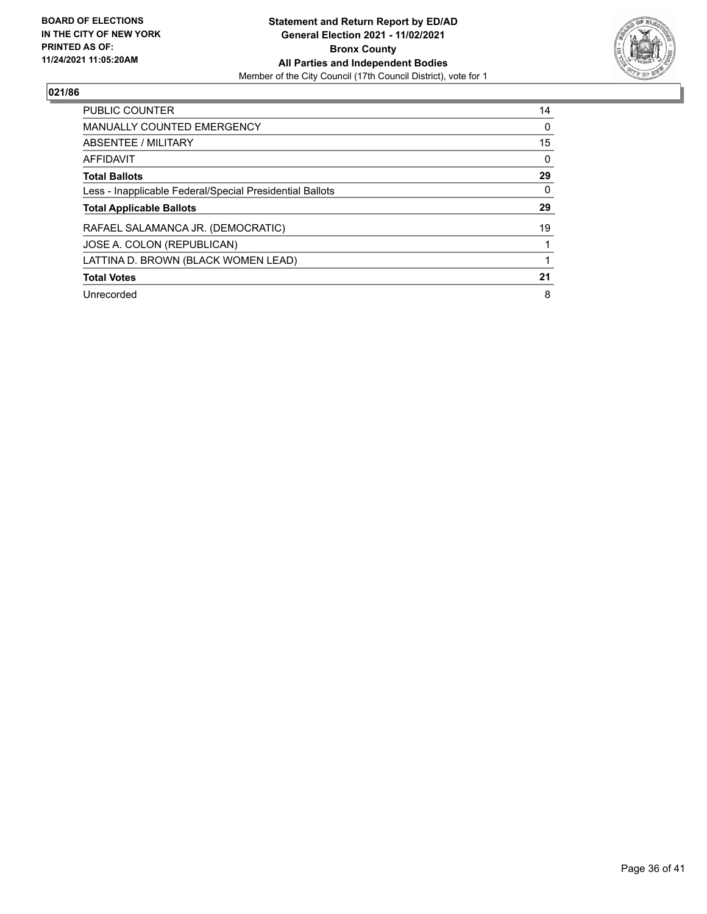BOARD OF ELECTIONS
IN THE CITY OF NEW YORK
PRINTED AS OF:
11/24/2021 11:05:20AM

**Statement and Return Report by ED/AD**
**General Election 2021 - 11/02/2021**
**Bronx County**
**All Parties and Independent Bodies**
Member of the City Council (17th Council District), vote for 1

## 021/86

| | |
|---|---|
| PUBLIC COUNTER | 14 |
| MANUALLY COUNTED EMERGENCY | 0 |
| ABSENTEE / MILITARY | 15 |
| AFFIDAVIT | 0 |
| **Total Ballots** | **29** |
| Less - Inapplicable Federal/Special Presidential Ballots | 0 |
| **Total Applicable Ballots** | **29** |
| RAFAEL SALAMANCA JR. (DEMOCRATIC) | 19 |
| JOSE A. COLON (REPUBLICAN) | 1 |
| LATTINA D. BROWN (BLACK WOMEN LEAD) | 1 |
| **Total Votes** | **21** |
| Unrecorded | 8 |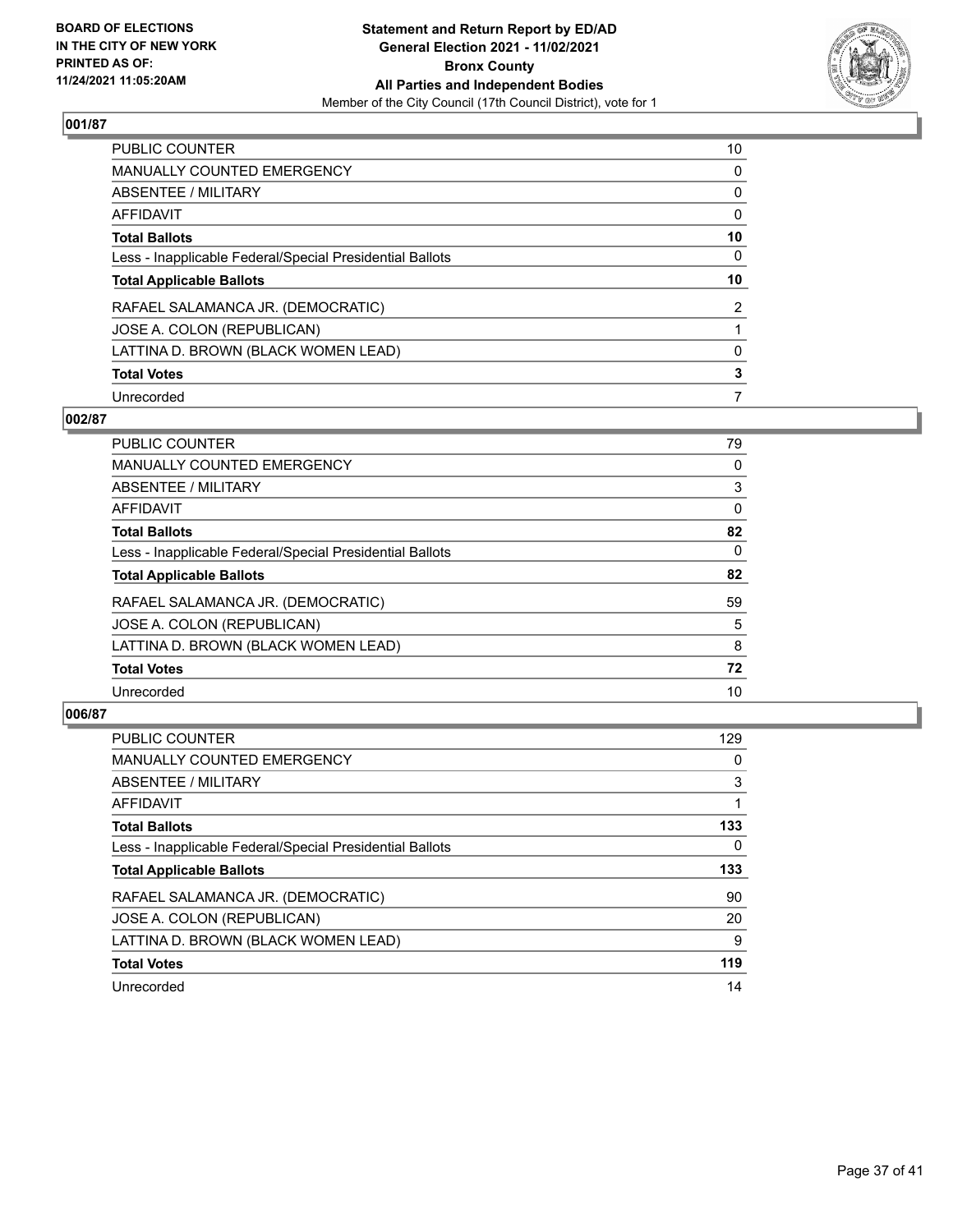**BOARD OF ELECTIONS IN THE CITY OF NEW YORK PRINTED AS OF: 11/24/2021 11:05:20AM**

**Statement and Return Report by ED/AD General Election 2021 - 11/02/2021 Bronx County All Parties and Independent Bodies**

Member of the City Council (17th Council District), vote for 1

## 001/87

| | |
|---|---|
| PUBLIC COUNTER | 10 |
| MANUALLY COUNTED EMERGENCY | 0 |
| ABSENTEE / MILITARY | 0 |
| AFFIDAVIT | 0 |
| **Total Ballots** | **10** |
| Less - Inapplicable Federal/Special Presidential Ballots | 0 |
| **Total Applicable Ballots** | **10** |
| RAFAEL SALAMANCA JR. (DEMOCRATIC) | 2 |
| JOSE A. COLON (REPUBLICAN) | 1 |
| LATTINA D. BROWN (BLACK WOMEN LEAD) | 0 |
| **Total Votes** | **3** |
| Unrecorded | 7 |

## 002/87

| | |
|---|---|
| PUBLIC COUNTER | 79 |
| MANUALLY COUNTED EMERGENCY | 0 |
| ABSENTEE / MILITARY | 3 |
| AFFIDAVIT | 0 |
| **Total Ballots** | **82** |
| Less - Inapplicable Federal/Special Presidential Ballots | 0 |
| **Total Applicable Ballots** | **82** |
| RAFAEL SALAMANCA JR. (DEMOCRATIC) | 59 |
| JOSE A. COLON (REPUBLICAN) | 5 |
| LATTINA D. BROWN (BLACK WOMEN LEAD) | 8 |
| **Total Votes** | **72** |
| Unrecorded | 10 |

## 006/87

| | |
|---|---|
| PUBLIC COUNTER | 129 |
| MANUALLY COUNTED EMERGENCY | 0 |
| ABSENTEE / MILITARY | 3 |
| AFFIDAVIT | 1 |
| **Total Ballots** | **133** |
| Less - Inapplicable Federal/Special Presidential Ballots | 0 |
| **Total Applicable Ballots** | **133** |
| RAFAEL SALAMANCA JR. (DEMOCRATIC) | 90 |
| JOSE A. COLON (REPUBLICAN) | 20 |
| LATTINA D. BROWN (BLACK WOMEN LEAD) | 9 |
| **Total Votes** | **119** |
| Unrecorded | 14 |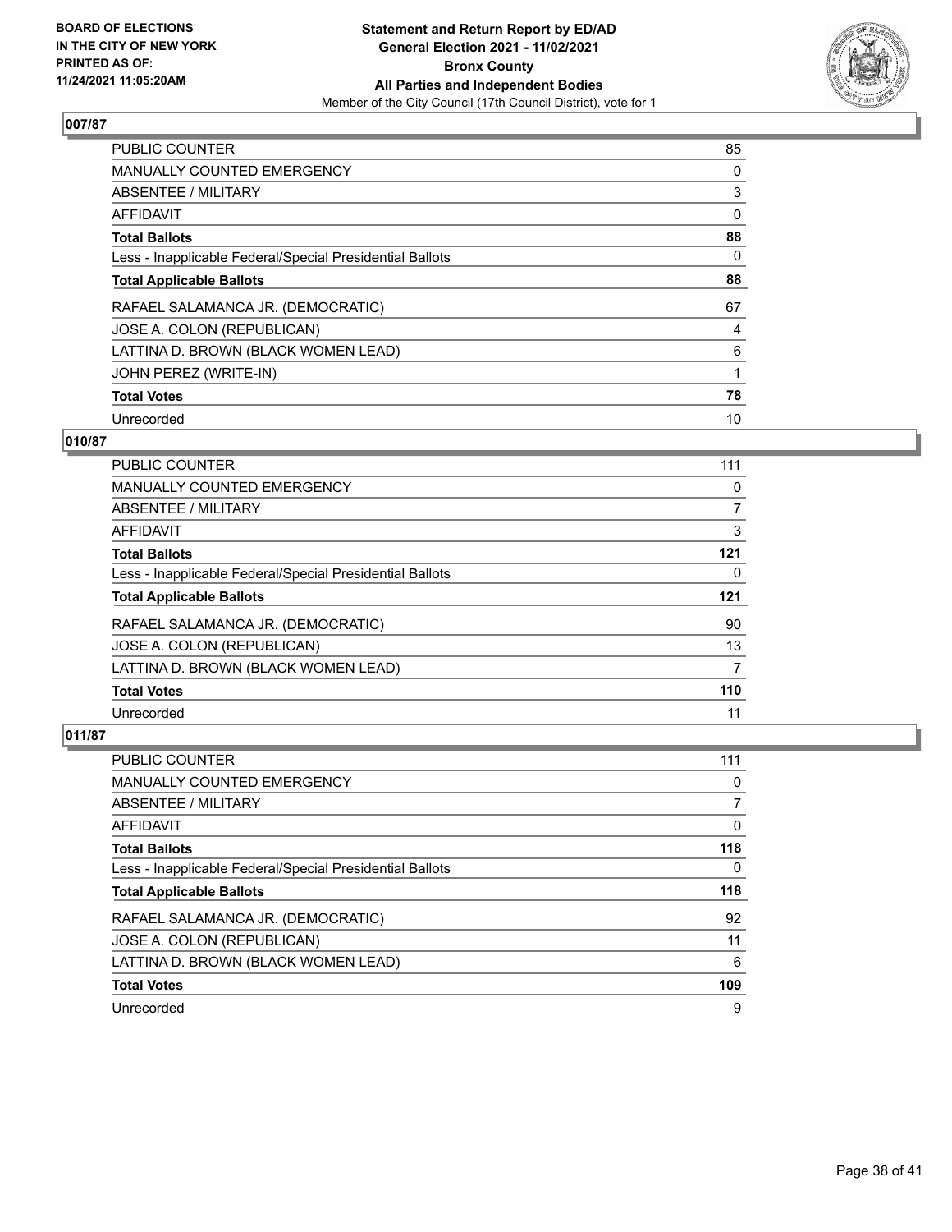**BOARD OF ELECTIONS IN THE CITY OF NEW YORK PRINTED AS OF: 11/24/2021 11:05:20AM**

**Statement and Return Report by ED/AD General Election 2021 - 11/02/2021 Bronx County All Parties and Independent Bodies**
Member of the City Council (17th Council District), vote for 1

## 007/87

| | |
|---|---|
| PUBLIC COUNTER | 85 |
| MANUALLY COUNTED EMERGENCY | 0 |
| ABSENTEE / MILITARY | 3 |
| AFFIDAVIT | 0 |
| **Total Ballots** | **88** |
| Less - Inapplicable Federal/Special Presidential Ballots | 0 |
| **Total Applicable Ballots** | **88** |
| RAFAEL SALAMANCA JR. (DEMOCRATIC) | 67 |
| JOSE A. COLON (REPUBLICAN) | 4 |
| LATTINA D. BROWN (BLACK WOMEN LEAD) | 6 |
| JOHN PEREZ (WRITE-IN) | 1 |
| **Total Votes** | **78** |
| Unrecorded | 10 |

## 010/87

| | |
|---|---|
| PUBLIC COUNTER | 111 |
| MANUALLY COUNTED EMERGENCY | 0 |
| ABSENTEE / MILITARY | 7 |
| AFFIDAVIT | 3 |
| **Total Ballots** | **121** |
| Less - Inapplicable Federal/Special Presidential Ballots | 0 |
| **Total Applicable Ballots** | **121** |
| RAFAEL SALAMANCA JR. (DEMOCRATIC) | 90 |
| JOSE A. COLON (REPUBLICAN) | 13 |
| LATTINA D. BROWN (BLACK WOMEN LEAD) | 7 |
| **Total Votes** | **110** |
| Unrecorded | 11 |

## 011/87

| | |
|---|---|
| PUBLIC COUNTER | 111 |
| MANUALLY COUNTED EMERGENCY | 0 |
| ABSENTEE / MILITARY | 7 |
| AFFIDAVIT | 0 |
| **Total Ballots** | **118** |
| Less - Inapplicable Federal/Special Presidential Ballots | 0 |
| **Total Applicable Ballots** | **118** |
| RAFAEL SALAMANCA JR. (DEMOCRATIC) | 92 |
| JOSE A. COLON (REPUBLICAN) | 11 |
| LATTINA D. BROWN (BLACK WOMEN LEAD) | 6 |
| **Total Votes** | **109** |
| Unrecorded | 9 |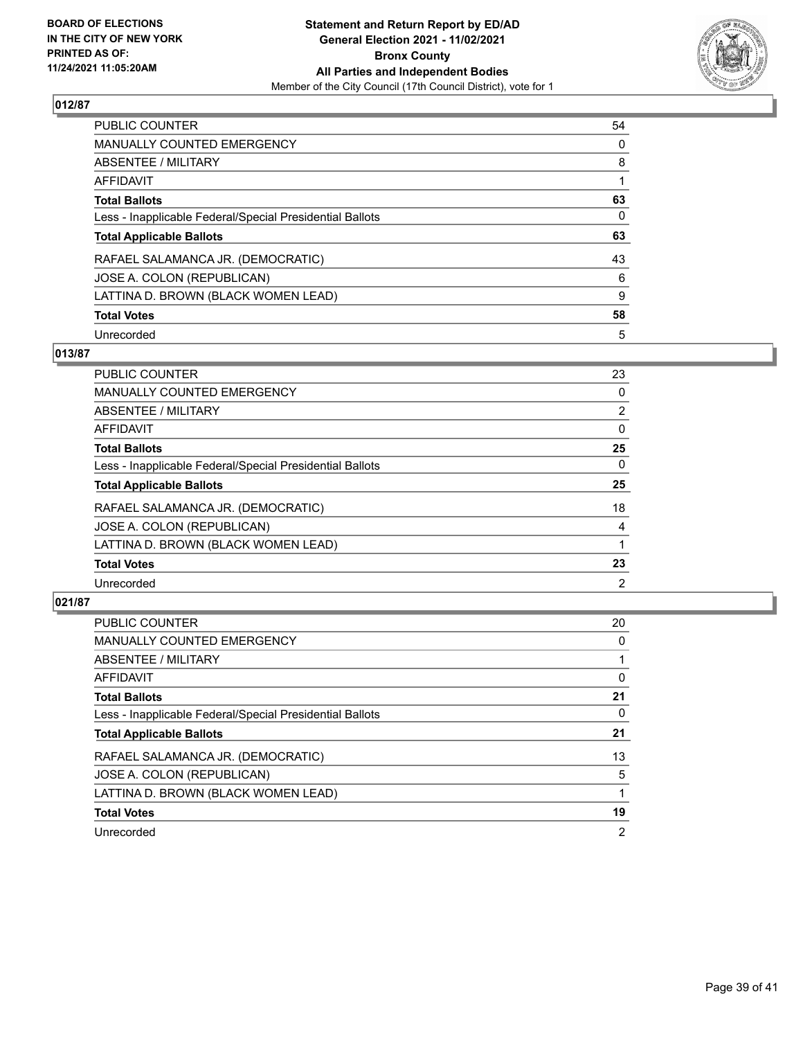## 012/87

| | |
|---|---|
| PUBLIC COUNTER | 54 |
| MANUALLY COUNTED EMERGENCY | 0 |
| ABSENTEE / MILITARY | 8 |
| AFFIDAVIT | 1 |
| **Total Ballots** | **63** |
| Less - Inapplicable Federal/Special Presidential Ballots | 0 |
| **Total Applicable Ballots** | **63** |
| RAFAEL SALAMANCA JR. (DEMOCRATIC) | 43 |
| JOSE A. COLON (REPUBLICAN) | 6 |
| LATTINA D. BROWN (BLACK WOMEN LEAD) | 9 |
| **Total Votes** | **58** |
| Unrecorded | 5 |

## 013/87

| | |
|---|---|
| PUBLIC COUNTER | 23 |
| MANUALLY COUNTED EMERGENCY | 0 |
| ABSENTEE / MILITARY | 2 |
| AFFIDAVIT | 0 |
| **Total Ballots** | **25** |
| Less - Inapplicable Federal/Special Presidential Ballots | 0 |
| **Total Applicable Ballots** | **25** |
| RAFAEL SALAMANCA JR. (DEMOCRATIC) | 18 |
| JOSE A. COLON (REPUBLICAN) | 4 |
| LATTINA D. BROWN (BLACK WOMEN LEAD) | 1 |
| **Total Votes** | **23** |
| Unrecorded | 2 |

## 021/87

| | |
|---|---|
| PUBLIC COUNTER | 20 |
| MANUALLY COUNTED EMERGENCY | 0 |
| ABSENTEE / MILITARY | 1 |
| AFFIDAVIT | 0 |
| **Total Ballots** | **21** |
| Less - Inapplicable Federal/Special Presidential Ballots | 0 |
| **Total Applicable Ballots** | **21** |
| RAFAEL SALAMANCA JR. (DEMOCRATIC) | 13 |
| JOSE A. COLON (REPUBLICAN) | 5 |
| LATTINA D. BROWN (BLACK WOMEN LEAD) | 1 |
| **Total Votes** | **19** |
| Unrecorded | 2 |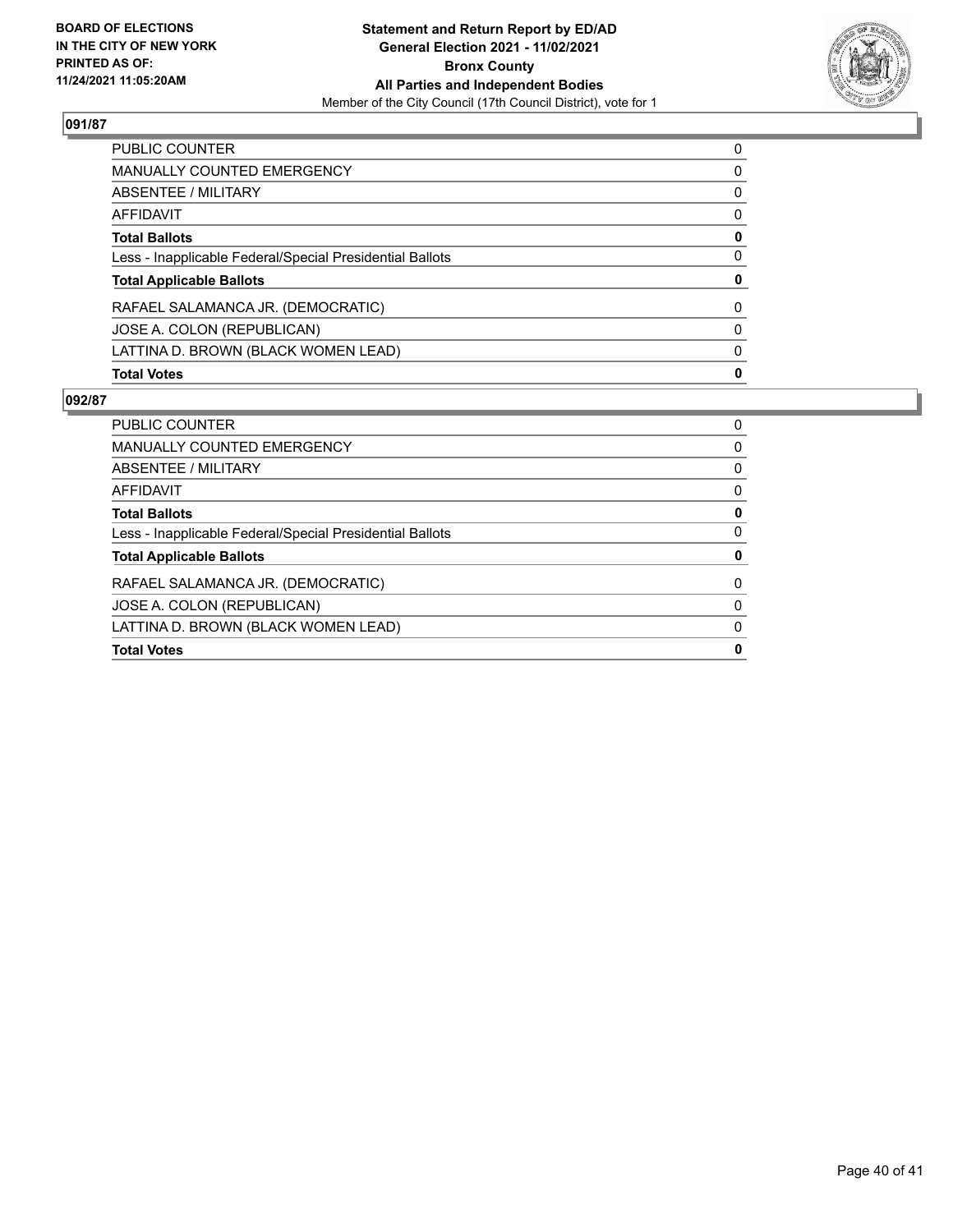**BOARD OF ELECTIONS IN THE CITY OF NEW YORK PRINTED AS OF: 11/24/2021 11:05:20AM**

**Statement and Return Report by ED/AD General Election 2021 - 11/02/2021 Bronx County All Parties and Independent Bodies**

Member of the City Council (17th Council District), vote for 1

## 091/87

| | |
|---|---|
| PUBLIC COUNTER | 0 |
| MANUALLY COUNTED EMERGENCY | 0 |
| ABSENTEE / MILITARY | 0 |
| AFFIDAVIT | 0 |
| **Total Ballots** | **0** |
| Less - Inapplicable Federal/Special Presidential Ballots | 0 |
| **Total Applicable Ballots** | **0** |
| RAFAEL SALAMANCA JR. (DEMOCRATIC) | 0 |
| JOSE A. COLON (REPUBLICAN) | 0 |
| LATTINA D. BROWN (BLACK WOMEN LEAD) | 0 |
| **Total Votes** | **0** |

## 092/87

| | |
|---|---|
| PUBLIC COUNTER | 0 |
| MANUALLY COUNTED EMERGENCY | 0 |
| ABSENTEE / MILITARY | 0 |
| AFFIDAVIT | 0 |
| **Total Ballots** | **0** |
| Less - Inapplicable Federal/Special Presidential Ballots | 0 |
| **Total Applicable Ballots** | **0** |
| RAFAEL SALAMANCA JR. (DEMOCRATIC) | 0 |
| JOSE A. COLON (REPUBLICAN) | 0 |
| LATTINA D. BROWN (BLACK WOMEN LEAD) | 0 |
| **Total Votes** | **0** |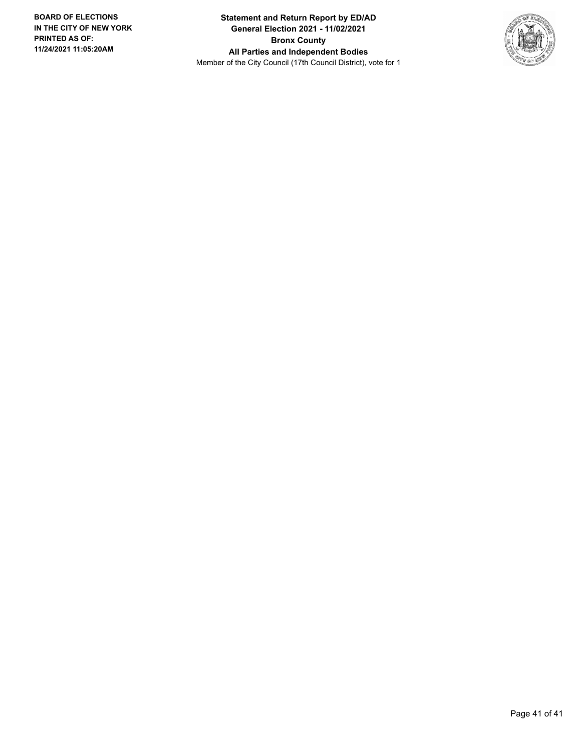BOARD OF ELECTIONS
IN THE CITY OF NEW YORK
PRINTED AS OF:
11/24/2021 11:05:20AM

**Statement and Return Report by ED/AD**
**General Election 2021 - 11/02/2021**
**Bronx County**
**All Parties and Independent Bodies**
Member of the City Council (17th Council District), vote for 1